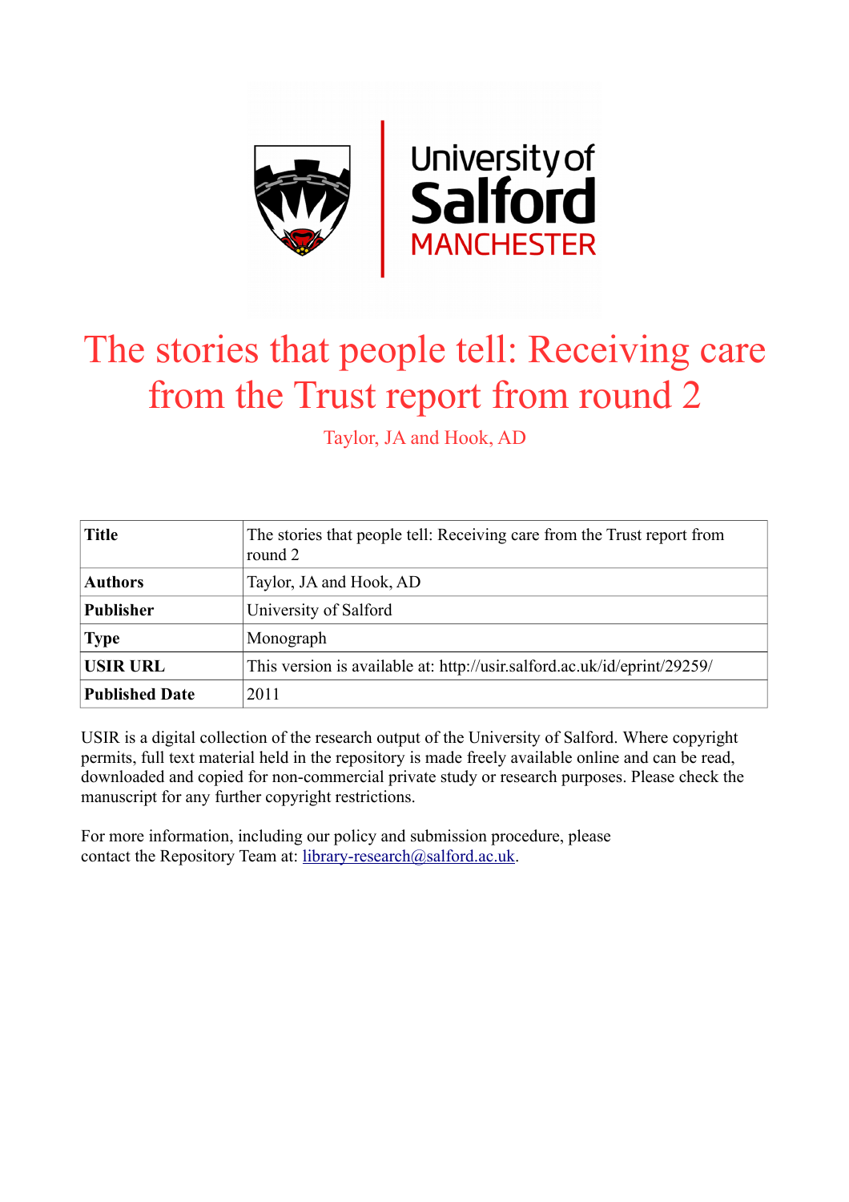# The stories that people tell: Receiving care from the Trust report from round 2

Taylor, JA and Hook, AD

| **Title** | The stories that people tell: Receiving care from the Trust report from round 2 |
|---|---|
| **Authors** | Taylor, JA and Hook, AD |
| **Publisher** | University of Salford |
| **Type** | Monograph |
| **USIR URL** | This version is available at: http://usir.salford.ac.uk/id/eprint/29259/ |
| **Published Date** | 2011 |

USIR is a digital collection of the research output of the University of Salford. Where copyright permits, full text material held in the repository is made freely available online and can be read, downloaded and copied for non-commercial private study or research purposes. Please check the manuscript for any further copyright restrictions.

For more information, including our policy and submission procedure, please contact the Repository Team at: library-research@salford.ac.uk.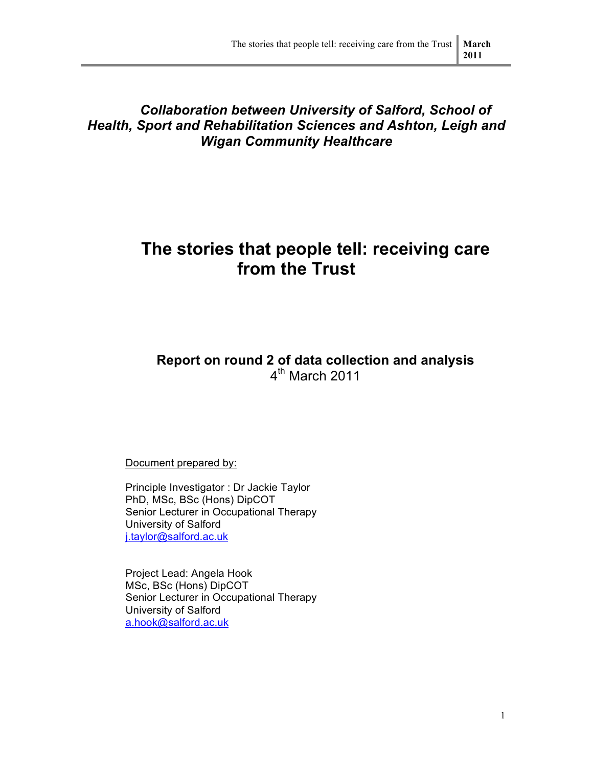*Collaboration between University of Salford, School of Health, Sport and Rehabilitation Sciences and Ashton, Leigh and Wigan Community Healthcare*

# The stories that people tell: receiving care from the Trust

**Report on round 2 of data collection and analysis**
4th March 2011

Document prepared by:

Principle Investigator : Dr Jackie Taylor
PhD, MSc, BSc (Hons) DipCOT
Senior Lecturer in Occupational Therapy
University of Salford
j.taylor@salford.ac.uk

Project Lead: Angela Hook
MSc, BSc (Hons) DipCOT
Senior Lecturer in Occupational Therapy
University of Salford
a.hook@salford.ac.uk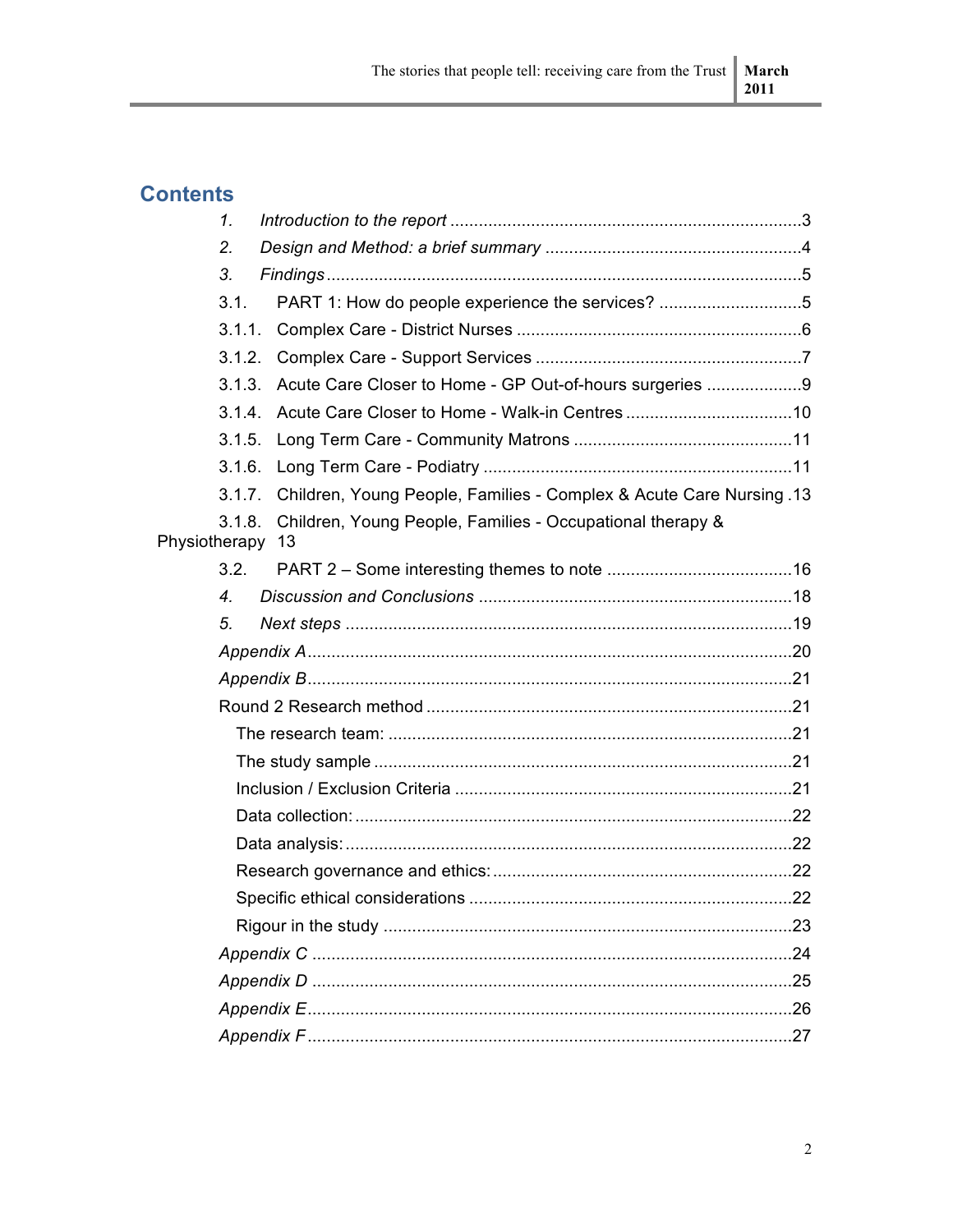# Contents

1. *Introduction to the report* .......... 3
2. *Design and Method: a brief summary* .......... 4
3. *Findings* .......... 5

3.1. PART 1: How do people experience the services? .......... 5

3.1.1. Complex Care - District Nurses .......... 6

3.1.2. Complex Care - Support Services .......... 7

3.1.3. Acute Care Closer to Home - GP Out-of-hours surgeries .......... 9

3.1.4. Acute Care Closer to Home - Walk-in Centres .......... 10

3.1.5. Long Term Care - Community Matrons .......... 11

3.1.6. Long Term Care - Podiatry .......... 11

3.1.7. Children, Young People, Families - Complex & Acute Care Nursing .......... 13

3.1.8. Children, Young People, Families - Occupational therapy & Physiotherapy 13

3.2. PART 2 – Some interesting themes to note .......... 16

4. *Discussion and Conclusions* .......... 18
5. *Next steps* .......... 19

*Appendix A* .......... 20

*Appendix B* .......... 21

Round 2 Research method .......... 21

- The research team: .......... 21
- The study sample .......... 21
- Inclusion / Exclusion Criteria .......... 21
- Data collection: .......... 22
- Data analysis: .......... 22
- Research governance and ethics: .......... 22
- Specific ethical considerations .......... 22
- Rigour in the study .......... 23

*Appendix C* .......... 24

*Appendix D* .......... 25

*Appendix E* .......... 26

*Appendix F* .......... 27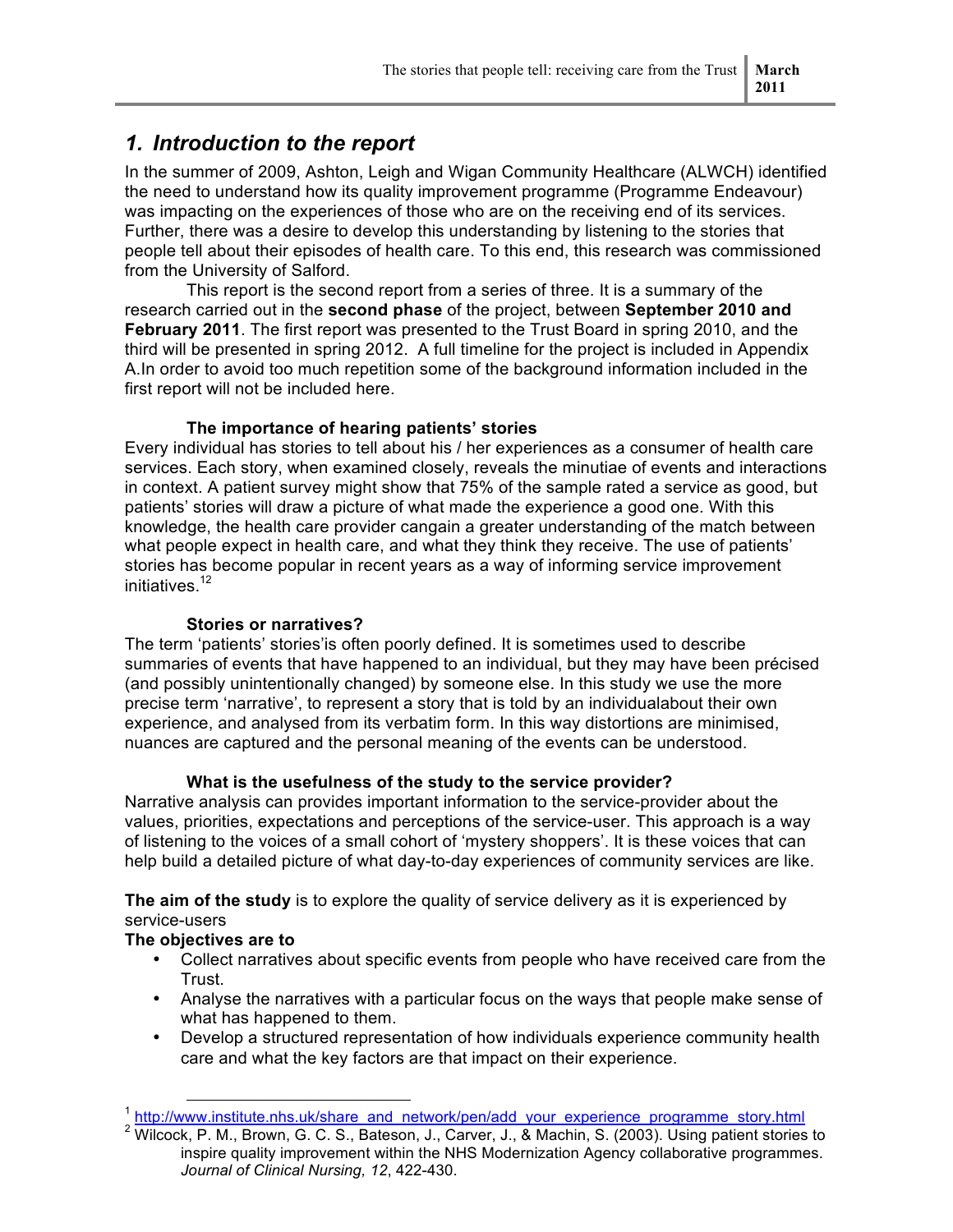## *1. Introduction to the report*

In the summer of 2009, Ashton, Leigh and Wigan Community Healthcare (ALWCH) identified the need to understand how its quality improvement programme (Programme Endeavour) was impacting on the experiences of those who are on the receiving end of its services. Further, there was a desire to develop this understanding by listening to the stories that people tell about their episodes of health care. To this end, this research was commissioned from the University of Salford.

This report is the second report from a series of three. It is a summary of the research carried out in the **second phase** of the project, between **September 2010 and February 2011**. The first report was presented to the Trust Board in spring 2010, and the third will be presented in spring 2012. A full timeline for the project is included in Appendix A.In order to avoid too much repetition some of the background information included in the first report will not be included here.

**The importance of hearing patients' stories**

Every individual has stories to tell about his / her experiences as a consumer of health care services. Each story, when examined closely, reveals the minutiae of events and interactions in context. A patient survey might show that 75% of the sample rated a service as good, but patients' stories will draw a picture of what made the experience a good one. With this knowledge, the health care provider cangain a greater understanding of the match between what people expect in health care, and what they think they receive. The use of patients' stories has become popular in recent years as a way of informing service improvement initiatives.[1,2]

**Stories or narratives?**

The term 'patients' stories'is often poorly defined. It is sometimes used to describe summaries of events that have happened to an individual, but they may have been précised (and possibly unintentionally changed) by someone else. In this study we use the more precise term 'narrative', to represent a story that is told by an individualabout their own experience, and analysed from its verbatim form. In this way distortions are minimised, nuances are captured and the personal meaning of the events can be understood.

**What is the usefulness of the study to the service provider?**

Narrative analysis can provides important information to the service-provider about the values, priorities, expectations and perceptions of the service-user. This approach is a way of listening to the voices of a small cohort of 'mystery shoppers'. It is these voices that can help build a detailed picture of what day-to-day experiences of community services are like.

**The aim of the study** is to explore the quality of service delivery as it is experienced by service-users

**The objectives are to**

- Collect narratives about specific events from people who have received care from the Trust.
- Analyse the narratives with a particular focus on the ways that people make sense of what has happened to them.
- Develop a structured representation of how individuals experience community health care and what the key factors are that impact on their experience.

[1] http://www.institute.nhs.uk/share_and_network/pen/add_your_experience_programme_story.html

[2] Wilcock, P. M., Brown, G. C. S., Bateson, J., Carver, J., & Machin, S. (2003). Using patient stories to inspire quality improvement within the NHS Modernization Agency collaborative programmes. *Journal of Clinical Nursing, 12*, 422-430.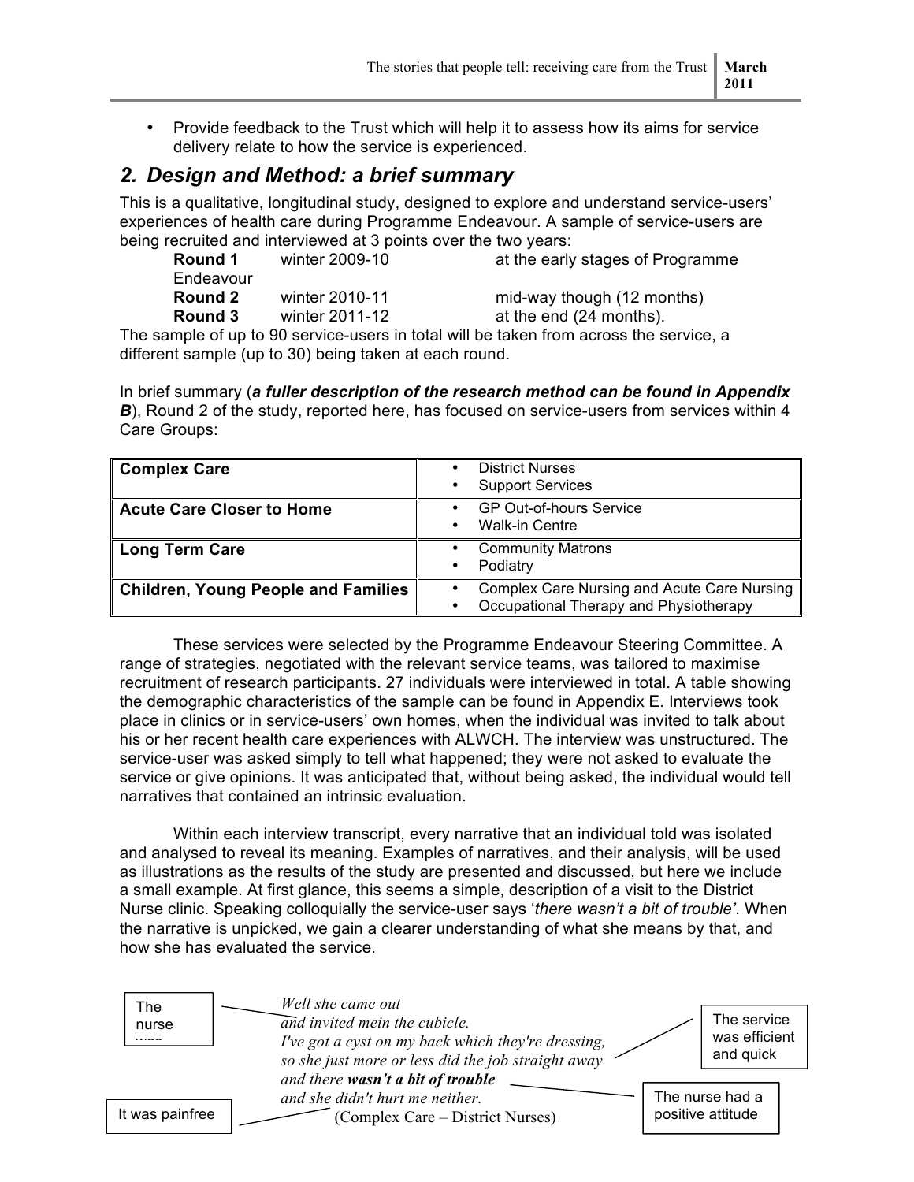- Provide feedback to the Trust which will help it to assess how its aims for service delivery relate to how the service is experienced.

## *2. Design and Method: a brief summary*

This is a qualitative, longitudinal study, designed to explore and understand service-users' experiences of health care during Programme Endeavour. A sample of service-users are being recruited and interviewed at 3 points over the two years:

| | | |
|---|---|---|
| **Round 1** | winter 2009-10 | at the early stages of Programme Endeavour |
| **Round 2** | winter 2010-11 | mid-way though (12 months) |
| **Round 3** | winter 2011-12 | at the end (24 months). |

The sample of up to 90 service-users in total will be taken from across the service, a different sample (up to 30) being taken at each round.

In brief summary (***a fuller description of the research method can be found in Appendix B***), Round 2 of the study, reported here, has focused on service-users from services within 4 Care Groups:

| | |
|---|---|
| **Complex Care** | • District Nurses<br>• Support Services |
| **Acute Care Closer to Home** | • GP Out-of-hours Service<br>• Walk-in Centre |
| **Long Term Care** | • Community Matrons<br>• Podiatry |
| **Children, Young People and Families** | • Complex Care Nursing and Acute Care Nursing<br>• Occupational Therapy and Physiotherapy |

These services were selected by the Programme Endeavour Steering Committee. A range of strategies, negotiated with the relevant service teams, was tailored to maximise recruitment of research participants. 27 individuals were interviewed in total. A table showing the demographic characteristics of the sample can be found in Appendix E. Interviews took place in clinics or in service-users' own homes, when the individual was invited to talk about his or her recent health care experiences with ALWCH. The interview was unstructured. The service-user was asked simply to tell what happened; they were not asked to evaluate the service or give opinions. It was anticipated that, without being asked, the individual would tell narratives that contained an intrinsic evaluation.

Within each interview transcript, every narrative that an individual told was isolated and analysed to reveal its meaning. Examples of narratives, and their analysis, will be used as illustrations as the results of the study are presented and discussed, but here we include a small example. At first glance, this seems a simple, description of a visit to the District Nurse clinic. Speaking colloquially the service-user says '*there wasn't a bit of trouble*'. When the narrative is unpicked, we gain a clearer understanding of what she means by that, and how she has evaluated the service.

*Well she came out*
*and invited mein the cubicle.*
*I've got a cyst on my back which they're dressing,*
*so she just more or less did the job straight away*
*and there **wasn't a bit of trouble***
*and she didn't hurt me neither.*
(Complex Care – District Nurses)

The nurse was

The service was efficient and quick

The nurse had a positive attitude

It was painfree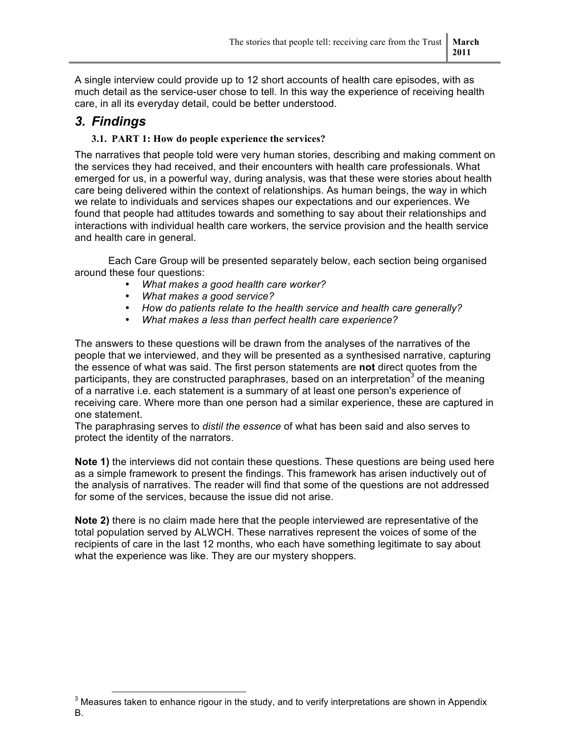A single interview could provide up to 12 short accounts of health care episodes, with as much detail as the service-user chose to tell. In this way the experience of receiving health care, in all its everyday detail, could be better understood.

## 3. Findings

### 3.1. PART 1: How do people experience the services?

The narratives that people told were very human stories, describing and making comment on the services they had received, and their encounters with health care professionals. What emerged for us, in a powerful way, during analysis, was that these were stories about health care being delivered within the context of relationships. As human beings, the way in which we relate to individuals and services shapes our expectations and our experiences. We found that people had attitudes towards and something to say about their relationships and interactions with individual health care workers, the service provision and the health service and health care in general.

Each Care Group will be presented separately below, each section being organised around these four questions:

- *What makes a good health care worker?*
- *What makes a good service?*
- *How do patients relate to the health service and health care generally?*
- *What makes a less than perfect health care experience?*

The answers to these questions will be drawn from the analyses of the narratives of the people that we interviewed, and they will be presented as a synthesised narrative, capturing the essence of what was said. The first person statements are **not** direct quotes from the participants, they are constructed paraphrases, based on an interpretation[3] of the meaning of a narrative i.e. each statement is a summary of at least one person's experience of receiving care. Where more than one person had a similar experience, these are captured in one statement.

The paraphrasing serves to *distil the essence* of what has been said and also serves to protect the identity of the narrators.

**Note 1)** the interviews did not contain these questions. These questions are being used here as a simple framework to present the findings. This framework has arisen inductively out of the analysis of narratives. The reader will find that some of the questions are not addressed for some of the services, because the issue did not arise.

**Note 2)** there is no claim made here that the people interviewed are representative of the total population served by ALWCH. These narratives represent the voices of some of the recipients of care in the last 12 months, who each have something legitimate to say about what the experience was like. They are our mystery shoppers.

[3] Measures taken to enhance rigour in the study, and to verify interpretations are shown in Appendix B.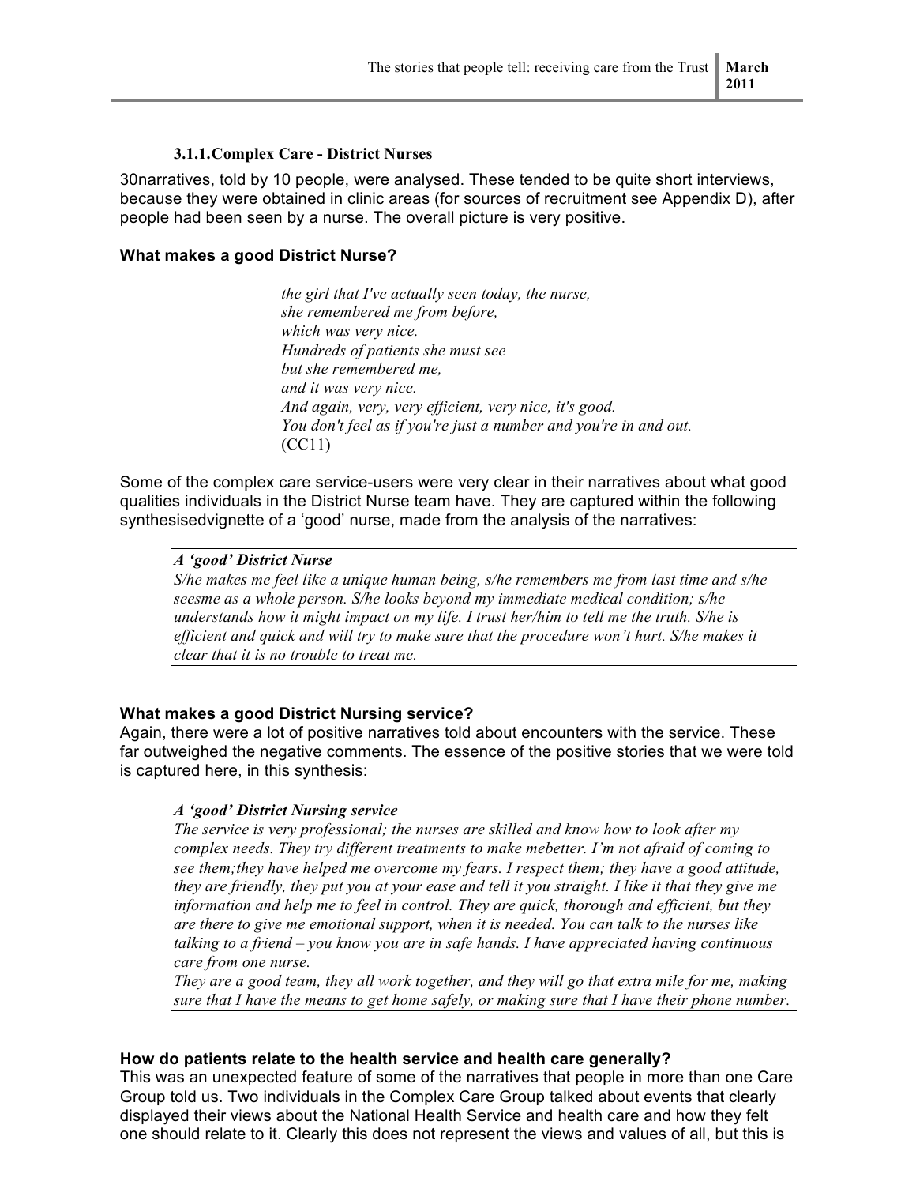#### 3.1.1.Complex Care - District Nurses

30narratives, told by 10 people, were analysed. These tended to be quite short interviews, because they were obtained in clinic areas (for sources of recruitment see Appendix D), after people had been seen by a nurse. The overall picture is very positive.

**What makes a good District Nurse?**

> *the girl that I've actually seen today, the nurse,*
> *she remembered me from before,*
> *which was very nice.*
> *Hundreds of patients she must see*
> *but she remembered me,*
> *and it was very nice.*
> *And again, very, very efficient, very nice, it's good.*
> *You don't feel as if you're just a number and you're in and out.*
> (CC11)

Some of the complex care service-users were very clear in their narratives about what good qualities individuals in the District Nurse team have. They are captured within the following synthesisedvignette of a 'good' nurse, made from the analysis of the narratives:

> ***A 'good' District Nurse***
>
> *S/he makes me feel like a unique human being, s/he remembers me from last time and s/he seesme as a whole person. S/he looks beyond my immediate medical condition; s/he understands how it might impact on my life. I trust her/him to tell me the truth. S/he is efficient and quick and will try to make sure that the procedure won't hurt. S/he makes it clear that it is no trouble to treat me.*

**What makes a good District Nursing service?**

Again, there were a lot of positive narratives told about encounters with the service. These far outweighed the negative comments. The essence of the positive stories that we were told is captured here, in this synthesis:

> ***A 'good' District Nursing service***
>
> *The service is very professional; the nurses are skilled and know how to look after my complex needs. They try different treatments to make mebetter. I'm not afraid of coming to see them;they have helped me overcome my fears. I respect them; they have a good attitude, they are friendly, they put you at your ease and tell it you straight. I like it that they give me information and help me to feel in control. They are quick, thorough and efficient, but they are there to give me emotional support, when it is needed. You can talk to the nurses like talking to a friend – you know you are in safe hands. I have appreciated having continuous care from one nurse.*
>
> *They are a good team, they all work together, and they will go that extra mile for me, making sure that I have the means to get home safely, or making sure that I have their phone number.*

**How do patients relate to the health service and health care generally?**

This was an unexpected feature of some of the narratives that people in more than one Care Group told us. Two individuals in the Complex Care Group talked about events that clearly displayed their views about the National Health Service and health care and how they felt one should relate to it. Clearly this does not represent the views and values of all, but this is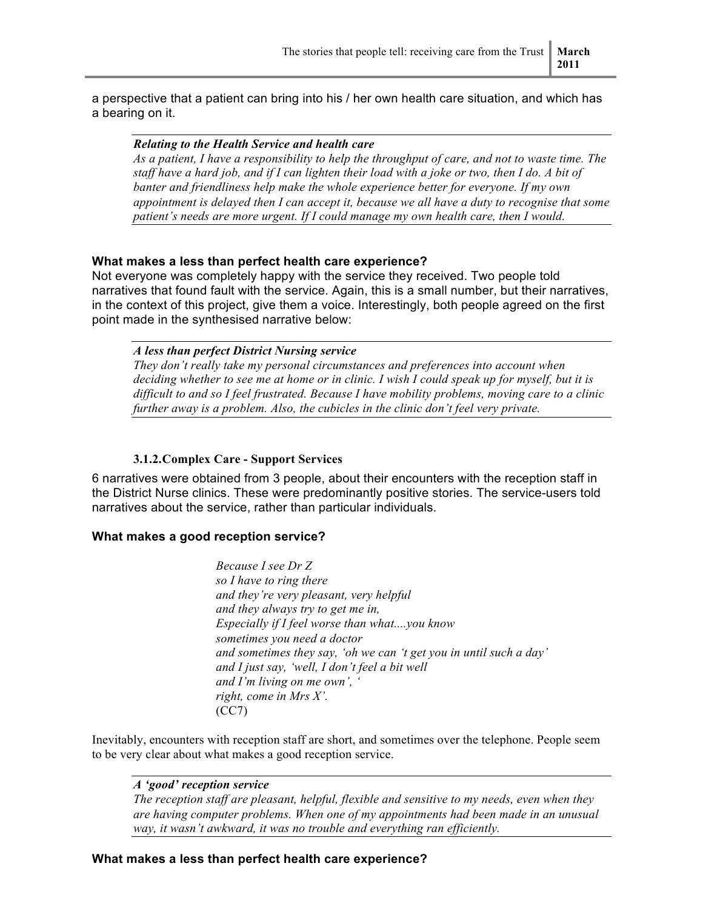a perspective that a patient can bring into his / her own health care situation, and which has a bearing on it.

> ***Relating to the Health Service and health care***
> *As a patient, I have a responsibility to help the throughput of care, and not to waste time. The staff have a hard job, and if I can lighten their load with a joke or two, then I do. A bit of banter and friendliness help make the whole experience better for everyone. If my own appointment is delayed then I can accept it, because we all have a duty to recognise that some patient's needs are more urgent. If I could manage my own health care, then I would.*

**What makes a less than perfect health care experience?**

Not everyone was completely happy with the service they received. Two people told narratives that found fault with the service. Again, this is a small number, but their narratives, in the context of this project, give them a voice. Interestingly, both people agreed on the first point made in the synthesised narrative below:

> ***A less than perfect District Nursing service***
> *They don't really take my personal circumstances and preferences into account when deciding whether to see me at home or in clinic. I wish I could speak up for myself, but it is difficult to and so I feel frustrated. Because I have mobility problems, moving care to a clinic further away is a problem. Also, the cubicles in the clinic don't feel very private.*

### 3.1.2. Complex Care - Support Services

6 narratives were obtained from 3 people, about their encounters with the reception staff in the District Nurse clinics. These were predominantly positive stories. The service-users told narratives about the service, rather than particular individuals.

**What makes a good reception service?**

> *Because I see Dr Z*
> *so I have to ring there*
> *and they're very pleasant, very helpful*
> *and they always try to get me in,*
> *Especially if I feel worse than what....you know*
> *sometimes you need a doctor*
> *and sometimes they say, 'oh we can 't get you in until such a day'*
> *and I just say, 'well, I don't feel a bit well*
> *and I'm living on me own', '*
> *right, come in Mrs X'.*
> (CC7)

Inevitably, encounters with reception staff are short, and sometimes over the telephone. People seem to be very clear about what makes a good reception service.

> ***A 'good' reception service***
> *The reception staff are pleasant, helpful, flexible and sensitive to my needs, even when they are having computer problems. When one of my appointments had been made in an unusual way, it wasn't awkward, it was no trouble and everything ran efficiently.*

**What makes a less than perfect health care experience?**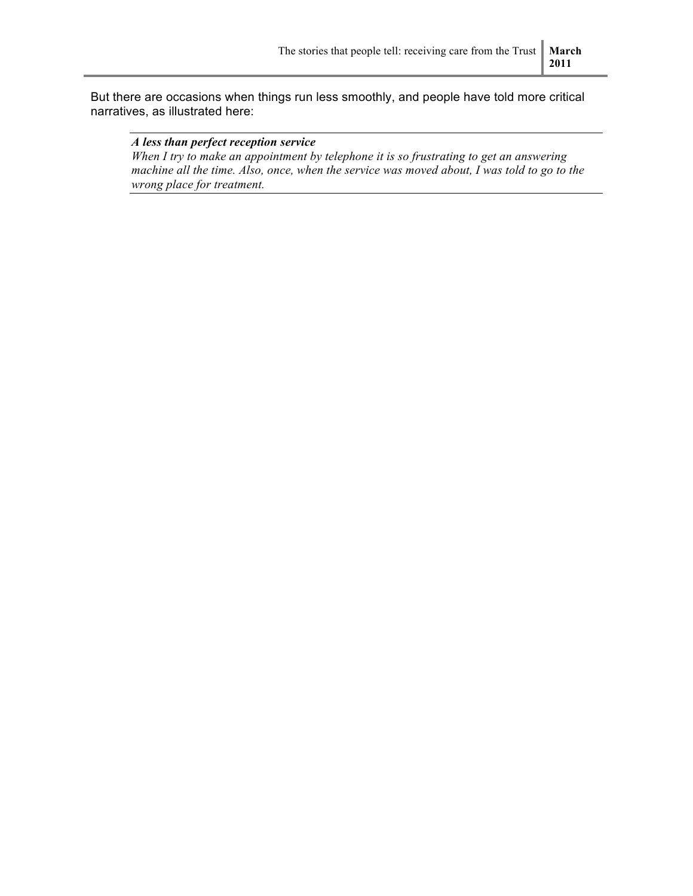But there are occasions when things run less smoothly, and people have told more critical narratives, as illustrated here:

> ***A less than perfect reception service***
> *When I try to make an appointment by telephone it is so frustrating to get an answering machine all the time. Also, once, when the service was moved about, I was told to go to the wrong place for treatment.*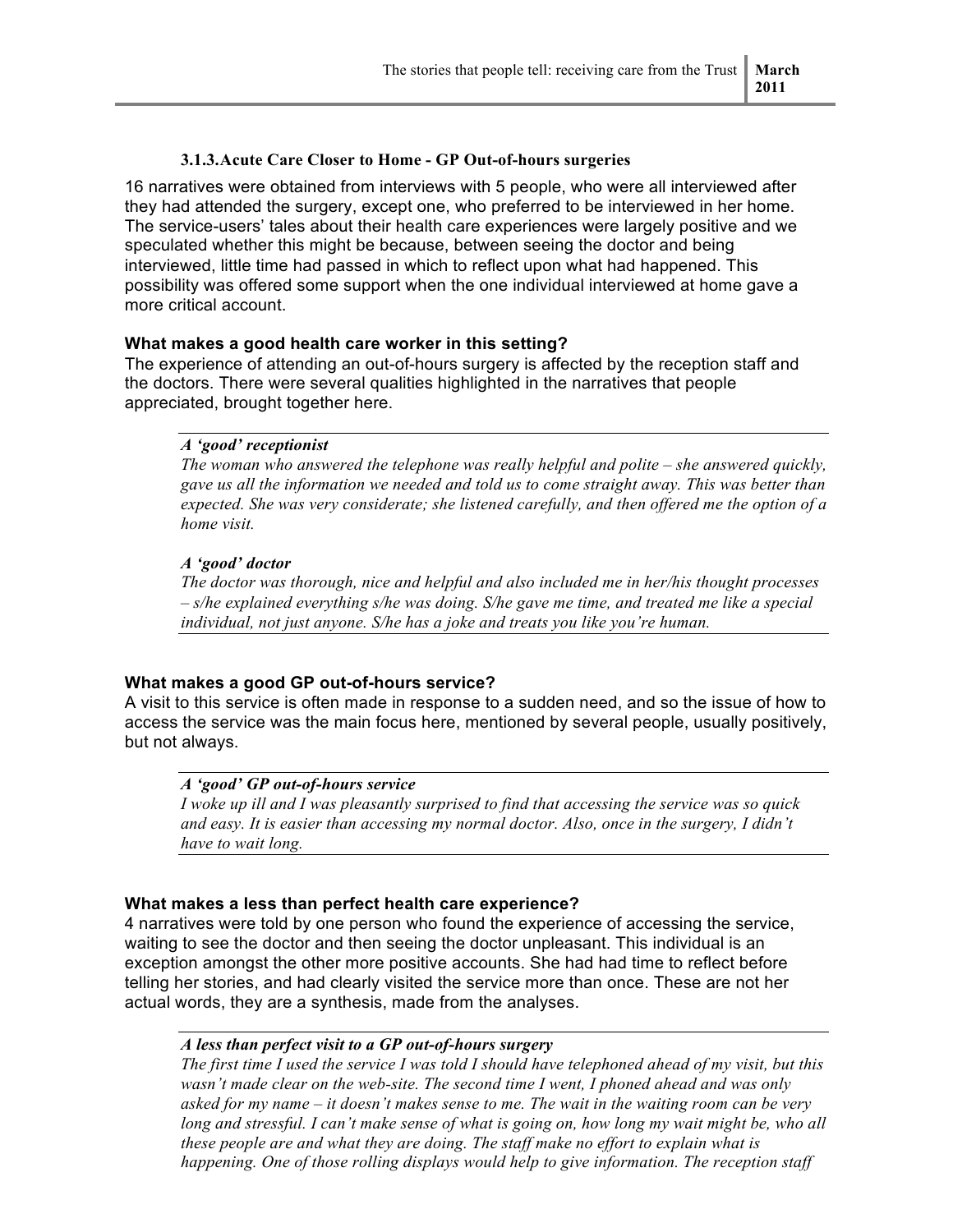### 3.1.3. Acute Care Closer to Home - GP Out-of-hours surgeries

16 narratives were obtained from interviews with 5 people, who were all interviewed after they had attended the surgery, except one, who preferred to be interviewed in her home. The service-users' tales about their health care experiences were largely positive and we speculated whether this might be because, between seeing the doctor and being interviewed, little time had passed in which to reflect upon what had happened. This possibility was offered some support when the one individual interviewed at home gave a more critical account.

**What makes a good health care worker in this setting?**

The experience of attending an out-of-hours surgery is affected by the reception staff and the doctors. There were several qualities highlighted in the narratives that people appreciated, brought together here.

> ***A 'good' receptionist***
>
> *The woman who answered the telephone was really helpful and polite – she answered quickly, gave us all the information we needed and told us to come straight away. This was better than expected. She was very considerate; she listened carefully, and then offered me the option of a home visit.*
>
> ***A 'good' doctor***
>
> *The doctor was thorough, nice and helpful and also included me in her/his thought processes – s/he explained everything s/he was doing. S/he gave me time, and treated me like a special individual, not just anyone. S/he has a joke and treats you like you're human.*

**What makes a good GP out-of-hours service?**

A visit to this service is often made in response to a sudden need, and so the issue of how to access the service was the main focus here, mentioned by several people, usually positively, but not always.

> ***A 'good' GP out-of-hours service***
>
> *I woke up ill and I was pleasantly surprised to find that accessing the service was so quick and easy. It is easier than accessing my normal doctor. Also, once in the surgery, I didn't have to wait long.*

**What makes a less than perfect health care experience?**

4 narratives were told by one person who found the experience of accessing the service, waiting to see the doctor and then seeing the doctor unpleasant. This individual is an exception amongst the other more positive accounts. She had had time to reflect before telling her stories, and had clearly visited the service more than once. These are not her actual words, they are a synthesis, made from the analyses.

> ***A less than perfect visit to a GP out-of-hours surgery***
>
> *The first time I used the service I was told I should have telephoned ahead of my visit, but this wasn't made clear on the web-site. The second time I went, I phoned ahead and was only asked for my name – it doesn't makes sense to me. The wait in the waiting room can be very long and stressful. I can't make sense of what is going on, how long my wait might be, who all these people are and what they are doing. The staff make no effort to explain what is happening. One of those rolling displays would help to give information. The reception staff*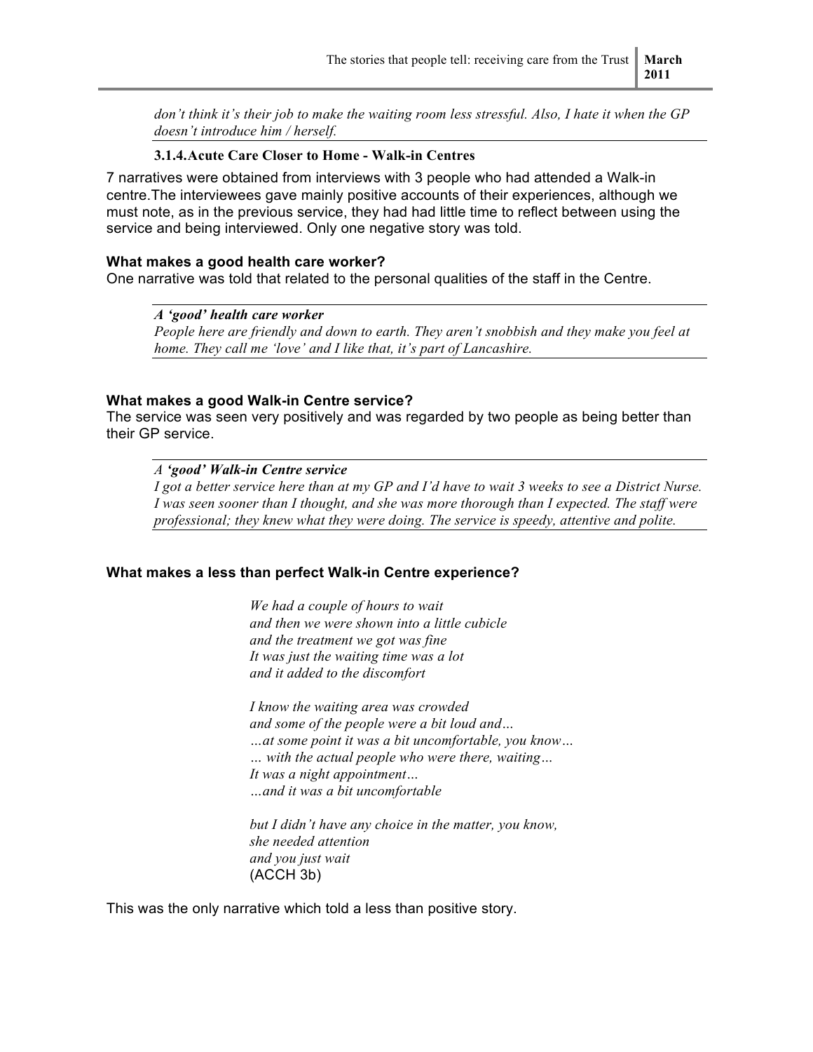*don't think it's their job to make the waiting room less stressful. Also, I hate it when the GP doesn't introduce him / herself.*

### 3.1.4. Acute Care Closer to Home - Walk-in Centres

7 narratives were obtained from interviews with 3 people who had attended a Walk-in centre.The interviewees gave mainly positive accounts of their experiences, although we must note, as in the previous service, they had had little time to reflect between using the service and being interviewed. Only one negative story was told.

**What makes a good health care worker?**

One narrative was told that related to the personal qualities of the staff in the Centre.

> ***A 'good' health care worker***
> *People here are friendly and down to earth. They aren't snobbish and they make you feel at home. They call me 'love' and I like that, it's part of Lancashire.*

**What makes a good Walk-in Centre service?**

The service was seen very positively and was regarded by two people as being better than their GP service.

> *A* ***'good' Walk-in Centre service***
> *I got a better service here than at my GP and I'd have to wait 3 weeks to see a District Nurse. I was seen sooner than I thought, and she was more thorough than I expected. The staff were professional; they knew what they were doing. The service is speedy, attentive and polite.*

**What makes a less than perfect Walk-in Centre experience?**

*We had a couple of hours to wait*
*and then we were shown into a little cubicle*
*and the treatment we got was fine*
*It was just the waiting time was a lot*
*and it added to the discomfort*

*I know the waiting area was crowded*
*and some of the people were a bit loud and…*
*…at some point it was a bit uncomfortable, you know…*
*… with the actual people who were there, waiting…*
*It was a night appointment…*
*…and it was a bit uncomfortable*

*but I didn't have any choice in the matter, you know,*
*she needed attention*
*and you just wait*
(ACCH 3b)

This was the only narrative which told a less than positive story.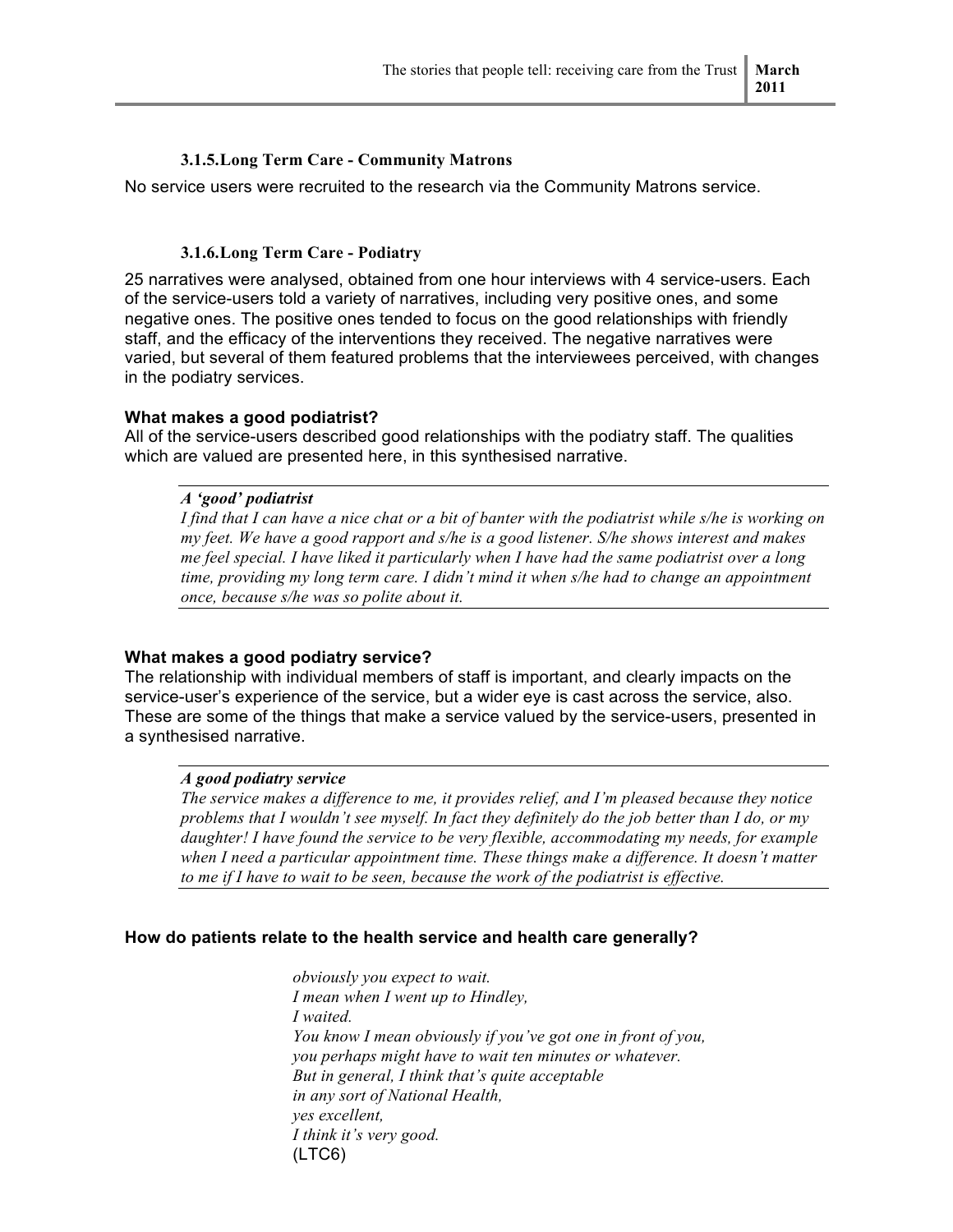### 3.1.5. Long Term Care - Community Matrons

No service users were recruited to the research via the Community Matrons service.

### 3.1.6. Long Term Care - Podiatry

25 narratives were analysed, obtained from one hour interviews with 4 service-users. Each of the service-users told a variety of narratives, including very positive ones, and some negative ones. The positive ones tended to focus on the good relationships with friendly staff, and the efficacy of the interventions they received. The negative narratives were varied, but several of them featured problems that the interviewees perceived, with changes in the podiatry services.

**What makes a good podiatrist?**

All of the service-users described good relationships with the podiatry staff. The qualities which are valued are presented here, in this synthesised narrative.

> ***A 'good' podiatrist***
>
> *I find that I can have a nice chat or a bit of banter with the podiatrist while s/he is working on my feet. We have a good rapport and s/he is a good listener. S/he shows interest and makes me feel special. I have liked it particularly when I have had the same podiatrist over a long time, providing my long term care. I didn't mind it when s/he had to change an appointment once, because s/he was so polite about it.*

**What makes a good podiatry service?**

The relationship with individual members of staff is important, and clearly impacts on the service-user's experience of the service, but a wider eye is cast across the service, also. These are some of the things that make a service valued by the service-users, presented in a synthesised narrative.

> ***A good podiatry service***
>
> *The service makes a difference to me, it provides relief, and I'm pleased because they notice problems that I wouldn't see myself. In fact they definitely do the job better than I do, or my daughter! I have found the service to be very flexible, accommodating my needs, for example when I need a particular appointment time. These things make a difference. It doesn't matter to me if I have to wait to be seen, because the work of the podiatrist is effective.*

**How do patients relate to the health service and health care generally?**

> *obviously you expect to wait.*
> *I mean when I went up to Hindley,*
> *I waited.*
> *You know I mean obviously if you've got one in front of you,*
> *you perhaps might have to wait ten minutes or whatever.*
> *But in general, I think that's quite acceptable*
> *in any sort of National Health,*
> *yes excellent,*
> *I think it's very good.*
> (LTC6)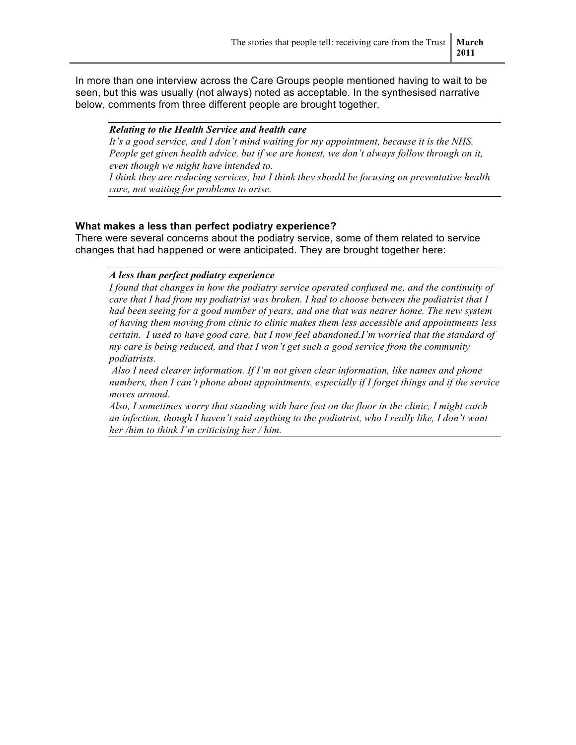In more than one interview across the Care Groups people mentioned having to wait to be seen, but this was usually (not always) noted as acceptable. In the synthesised narrative below, comments from three different people are brought together.

---

***Relating to the Health Service and health care***

*It's a good service, and I don't mind waiting for my appointment, because it is the NHS. People get given health advice, but if we are honest, we don't always follow through on it, even though we might have intended to.*

*I think they are reducing services, but I think they should be focusing on preventative health care, not waiting for problems to arise.*

---

### What makes a less than perfect podiatry experience?

There were several concerns about the podiatry service, some of them related to service changes that had happened or were anticipated. They are brought together here:

---

***A less than perfect podiatry experience***

*I found that changes in how the podiatry service operated confused me, and the continuity of care that I had from my podiatrist was broken. I had to choose between the podiatrist that I had been seeing for a good number of years, and one that was nearer home. The new system of having them moving from clinic to clinic makes them less accessible and appointments less certain. I used to have good care, but I now feel abandoned.I'm worried that the standard of my care is being reduced, and that I won't get such a good service from the community podiatrists.*

*Also I need clearer information. If I'm not given clear information, like names and phone numbers, then I can't phone about appointments, especially if I forget things and if the service moves around.*

*Also, I sometimes worry that standing with bare feet on the floor in the clinic, I might catch an infection, though I haven't said anything to the podiatrist, who I really like, I don't want her /him to think I'm criticising her / him.*

---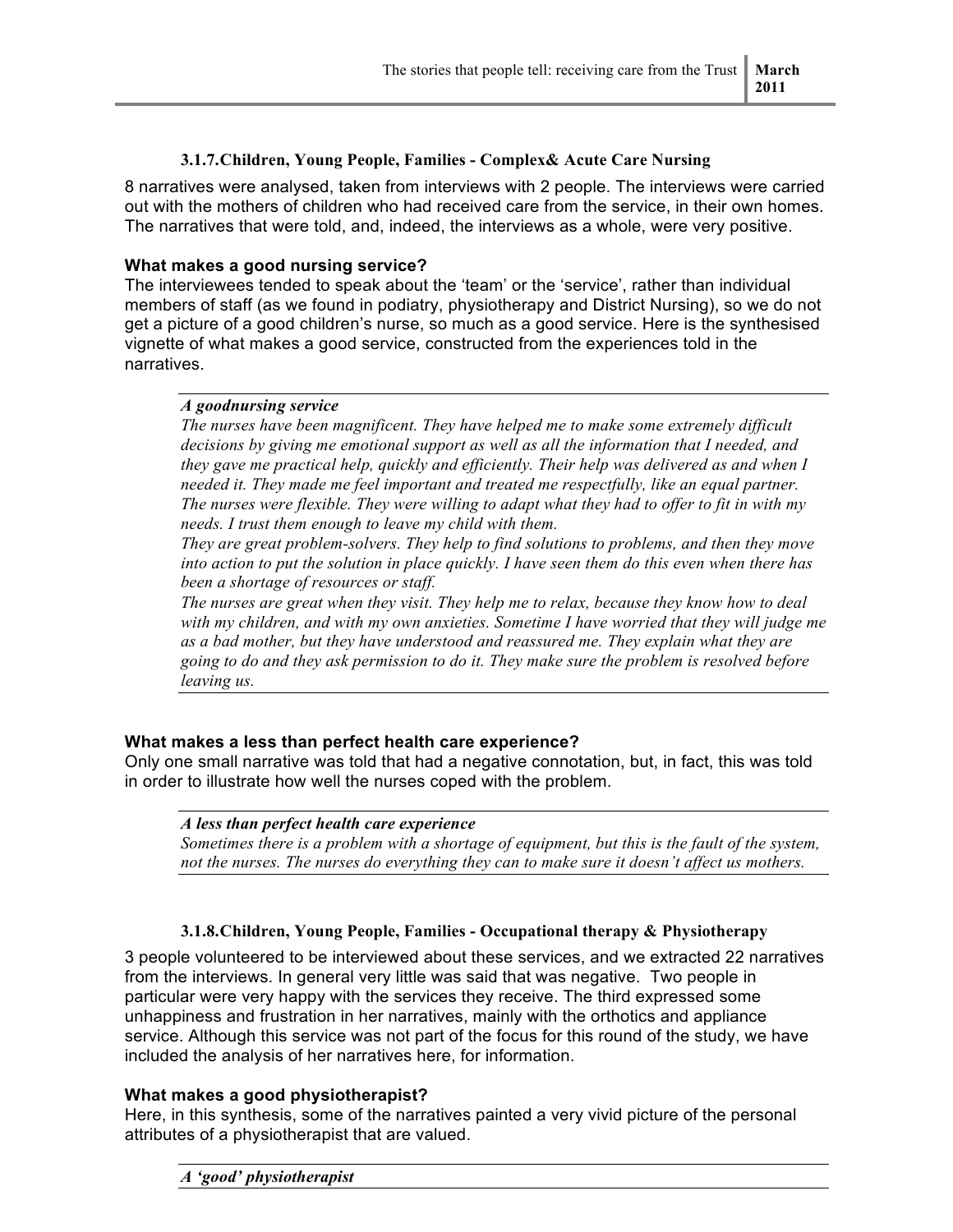### 3.1.7. Children, Young People, Families - Complex& Acute Care Nursing

8 narratives were analysed, taken from interviews with 2 people. The interviews were carried out with the mothers of children who had received care from the service, in their own homes. The narratives that were told, and, indeed, the interviews as a whole, were very positive.

**What makes a good nursing service?**

The interviewees tended to speak about the 'team' or the 'service', rather than individual members of staff (as we found in podiatry, physiotherapy and District Nursing), so we do not get a picture of a good children's nurse, so much as a good service. Here is the synthesised vignette of what makes a good service, constructed from the experiences told in the narratives.

---

***A goodnursing service***

*The nurses have been magnificent. They have helped me to make some extremely difficult decisions by giving me emotional support as well as all the information that I needed, and they gave me practical help, quickly and efficiently. Their help was delivered as and when I needed it. They made me feel important and treated me respectfully, like an equal partner. The nurses were flexible. They were willing to adapt what they had to offer to fit in with my needs. I trust them enough to leave my child with them.*

*They are great problem-solvers. They help to find solutions to problems, and then they move into action to put the solution in place quickly. I have seen them do this even when there has been a shortage of resources or staff.*

*The nurses are great when they visit. They help me to relax, because they know how to deal with my children, and with my own anxieties. Sometime I have worried that they will judge me as a bad mother, but they have understood and reassured me. They explain what they are going to do and they ask permission to do it. They make sure the problem is resolved before leaving us.*

---

**What makes a less than perfect health care experience?**

Only one small narrative was told that had a negative connotation, but, in fact, this was told in order to illustrate how well the nurses coped with the problem.

---

***A less than perfect health care experience***

*Sometimes there is a problem with a shortage of equipment, but this is the fault of the system, not the nurses. The nurses do everything they can to make sure it doesn't affect us mothers.*

---

### 3.1.8. Children, Young People, Families - Occupational therapy & Physiotherapy

3 people volunteered to be interviewed about these services, and we extracted 22 narratives from the interviews. In general very little was said that was negative. Two people in particular were very happy with the services they receive. The third expressed some unhappiness and frustration in her narratives, mainly with the orthotics and appliance service. Although this service was not part of the focus for this round of the study, we have included the analysis of her narratives here, for information.

**What makes a good physiotherapist?**

Here, in this synthesis, some of the narratives painted a very vivid picture of the personal attributes of a physiotherapist that are valued.

---

***A 'good' physiotherapist***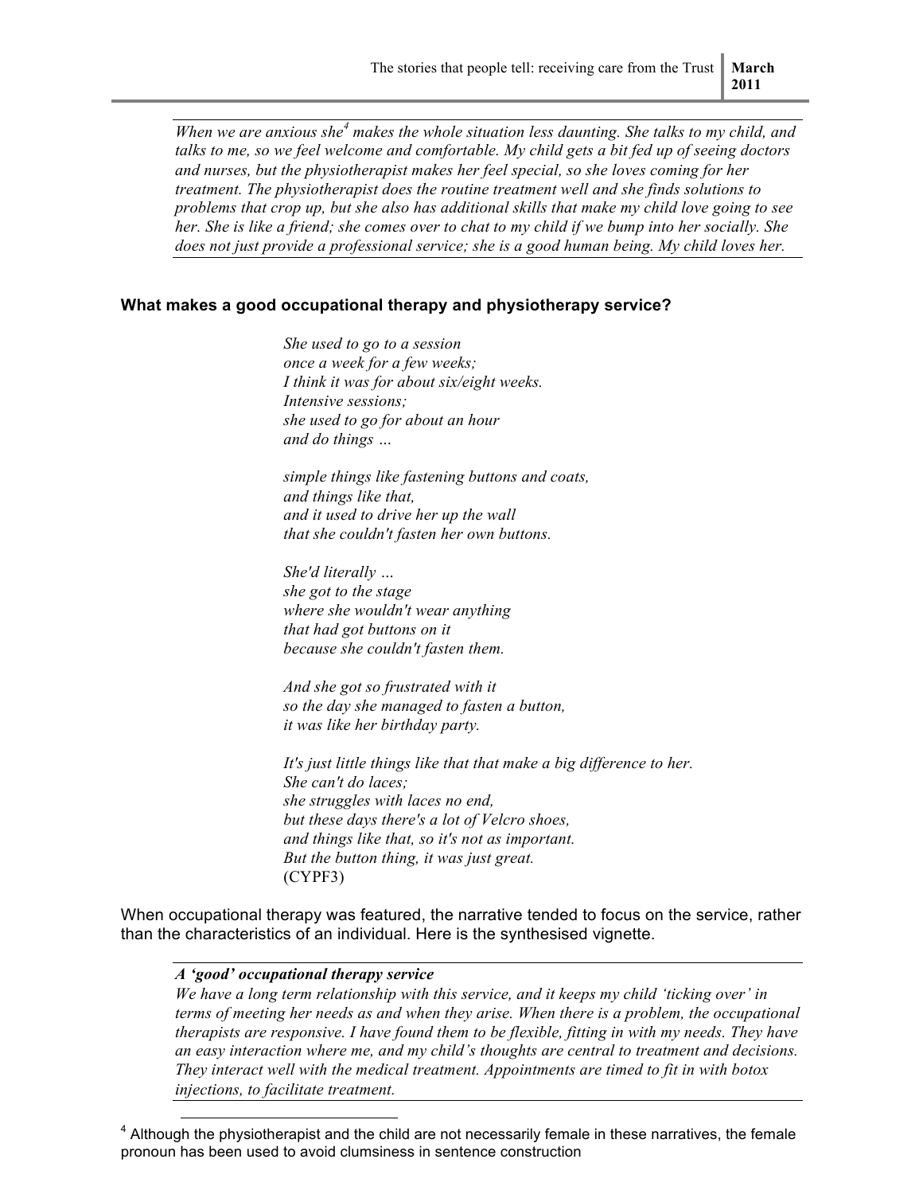*When we are anxious she[4] makes the whole situation less daunting. She talks to my child, and talks to me, so we feel welcome and comfortable. My child gets a bit fed up of seeing doctors and nurses, but the physiotherapist makes her feel special, so she loves coming for her treatment. The physiotherapist does the routine treatment well and she finds solutions to problems that crop up, but she also has additional skills that make my child love going to see her. She is like a friend; she comes over to chat to my child if we bump into her socially. She does not just provide a professional service; she is a good human being. My child loves her.*

### What makes a good occupational therapy and physiotherapy service?

*She used to go to a session*  
*once a week for a few weeks;*  
*I think it was for about six/eight weeks.*  
*Intensive sessions;*  
*she used to go for about an hour*  
*and do things …*

*simple things like fastening buttons and coats,*  
*and things like that,*  
*and it used to drive her up the wall*  
*that she couldn't fasten her own buttons.*

*She'd literally …*  
*she got to the stage*  
*where she wouldn't wear anything*  
*that had got buttons on it*  
*because she couldn't fasten them.*

*And she got so frustrated with it*  
*so the day she managed to fasten a button,*  
*it was like her birthday party.*

*It's just little things like that that make a big difference to her.*  
*She can't do laces;*  
*she struggles with laces no end,*  
*but these days there's a lot of Velcro shoes,*  
*and things like that, so it's not as important.*  
*But the button thing, it was just great.*  
(CYPF3)

When occupational therapy was featured, the narrative tended to focus on the service, rather than the characteristics of an individual. Here is the synthesised vignette.

***A 'good' occupational therapy service***
*We have a long term relationship with this service, and it keeps my child 'ticking over' in terms of meeting her needs as and when they arise. When there is a problem, the occupational therapists are responsive. I have found them to be flexible, fitting in with my needs. They have an easy interaction where me, and my child's thoughts are central to treatment and decisions. They interact well with the medical treatment. Appointments are timed to fit in with botox injections, to facilitate treatment.*

---

[4] Although the physiotherapist and the child are not necessarily female in these narratives, the female pronoun has been used to avoid clumsiness in sentence construction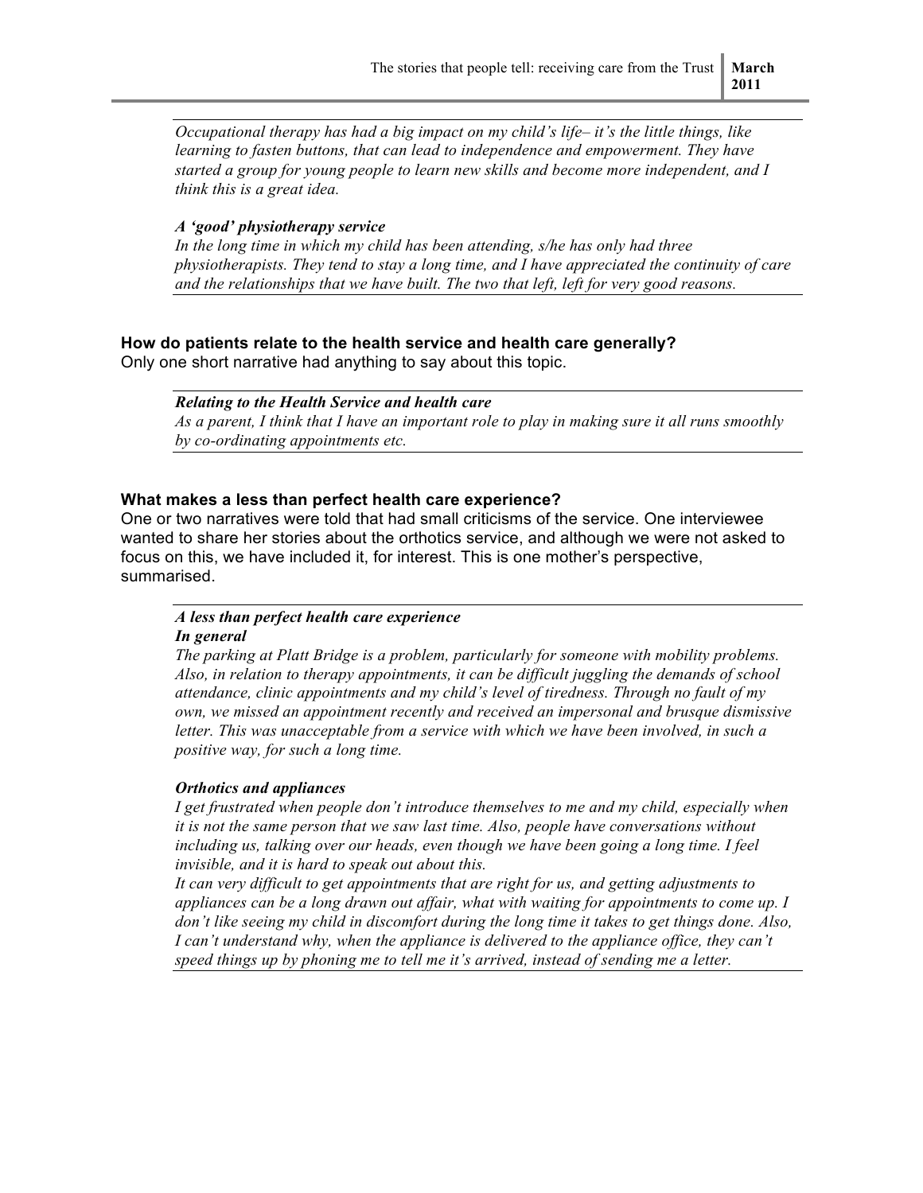*Occupational therapy has had a big impact on my child's life– it's the little things, like learning to fasten buttons, that can lead to independence and empowerment. They have started a group for young people to learn new skills and become more independent, and I think this is a great idea.*

***A 'good' physiotherapy service***
*In the long time in which my child has been attending, s/he has only had three physiotherapists. They tend to stay a long time, and I have appreciated the continuity of care and the relationships that we have built. The two that left, left for very good reasons.*

### How do patients relate to the health service and health care generally?

Only one short narrative had anything to say about this topic.

***Relating to the Health Service and health care***
*As a parent, I think that I have an important role to play in making sure it all runs smoothly by co-ordinating appointments etc.*

### What makes a less than perfect health care experience?

One or two narratives were told that had small criticisms of the service. One interviewee wanted to share her stories about the orthotics service, and although we were not asked to focus on this, we have included it, for interest. This is one mother's perspective, summarised.

***A less than perfect health care experience***
***In general***
*The parking at Platt Bridge is a problem, particularly for someone with mobility problems. Also, in relation to therapy appointments, it can be difficult juggling the demands of school attendance, clinic appointments and my child's level of tiredness. Through no fault of my own, we missed an appointment recently and received an impersonal and brusque dismissive letter. This was unacceptable from a service with which we have been involved, in such a positive way, for such a long time.*

***Orthotics and appliances***
*I get frustrated when people don't introduce themselves to me and my child, especially when it is not the same person that we saw last time. Also, people have conversations without including us, talking over our heads, even though we have been going a long time. I feel invisible, and it is hard to speak out about this.*
*It can very difficult to get appointments that are right for us, and getting adjustments to appliances can be a long drawn out affair, what with waiting for appointments to come up. I don't like seeing my child in discomfort during the long time it takes to get things done. Also, I can't understand why, when the appliance is delivered to the appliance office, they can't speed things up by phoning me to tell me it's arrived, instead of sending me a letter.*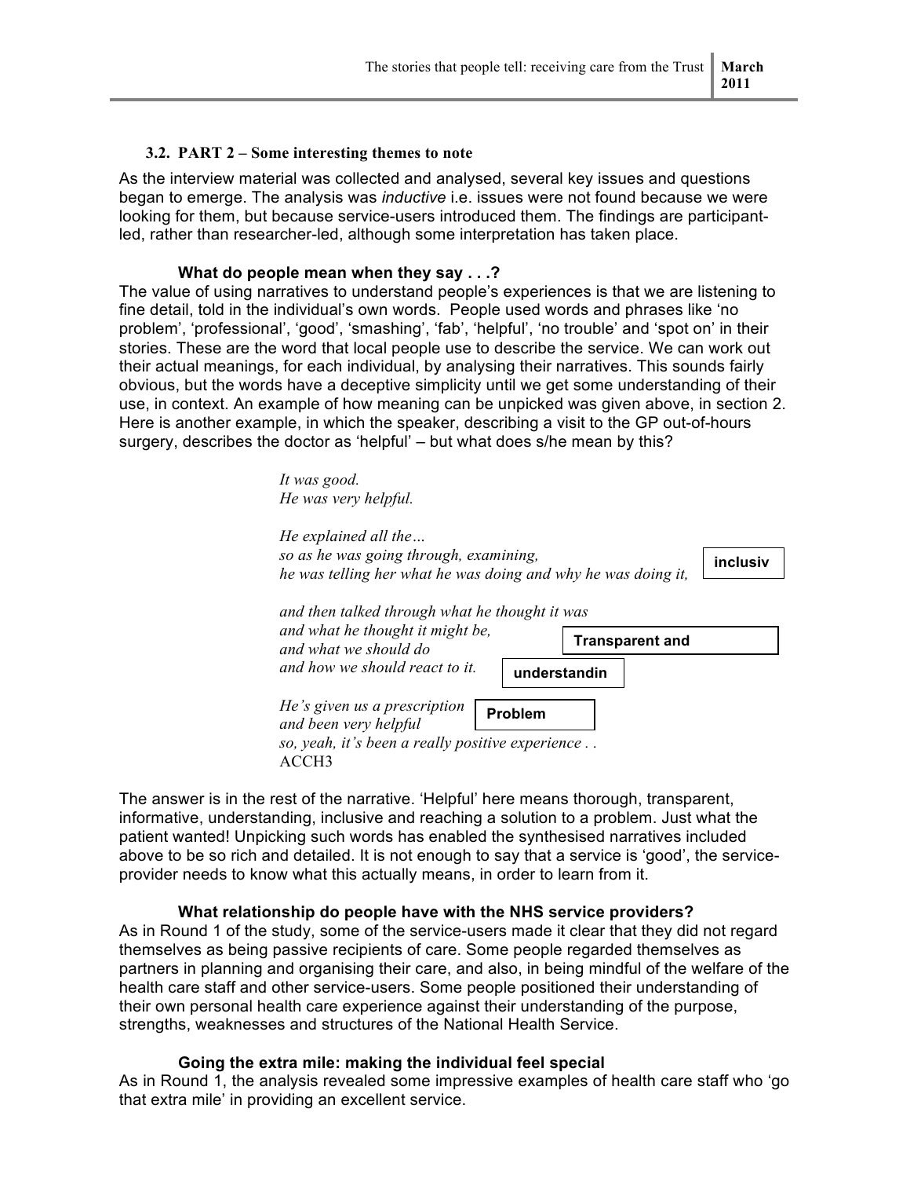### 3.2. PART 2 – Some interesting themes to note

As the interview material was collected and analysed, several key issues and questions began to emerge. The analysis was *inductive* i.e. issues were not found because we were looking for them, but because service-users introduced them. The findings are participant-led, rather than researcher-led, although some interpretation has taken place.

**What do people mean when they say . . .?**

The value of using narratives to understand people's experiences is that we are listening to fine detail, told in the individual's own words. People used words and phrases like 'no problem', 'professional', 'good', 'smashing', 'fab', 'helpful', 'no trouble' and 'spot on' in their stories. These are the word that local people use to describe the service. We can work out their actual meanings, for each individual, by analysing their narratives. This sounds fairly obvious, but the words have a deceptive simplicity until we get some understanding of their use, in context. An example of how meaning can be unpicked was given above, in section 2. Here is another example, in which the speaker, describing a visit to the GP out-of-hours surgery, describes the doctor as 'helpful' – but what does s/he mean by this?

*It was good.*
*He was very helpful.*

*He explained all the…*
*so as he was going through, examining,*
*he was telling her what he was doing and why he was doing it,* **inclusiv**

*and then talked through what he thought it was*
*and what he thought it might be,* **Transparent and**
*and what we should do*
*and how we should react to it.* **understandin**

*He's given us a prescription*
*and been very helpful* **Problem**
*so, yeah, it's been a really positive experience . .*
ACCH3

The answer is in the rest of the narrative. 'Helpful' here means thorough, transparent, informative, understanding, inclusive and reaching a solution to a problem. Just what the patient wanted! Unpicking such words has enabled the synthesised narratives included above to be so rich and detailed. It is not enough to say that a service is 'good', the service-provider needs to know what this actually means, in order to learn from it.

**What relationship do people have with the NHS service providers?**

As in Round 1 of the study, some of the service-users made it clear that they did not regard themselves as being passive recipients of care. Some people regarded themselves as partners in planning and organising their care, and also, in being mindful of the welfare of the health care staff and other service-users. Some people positioned their understanding of their own personal health care experience against their understanding of the purpose, strengths, weaknesses and structures of the National Health Service.

**Going the extra mile: making the individual feel special**

As in Round 1, the analysis revealed some impressive examples of health care staff who 'go that extra mile' in providing an excellent service.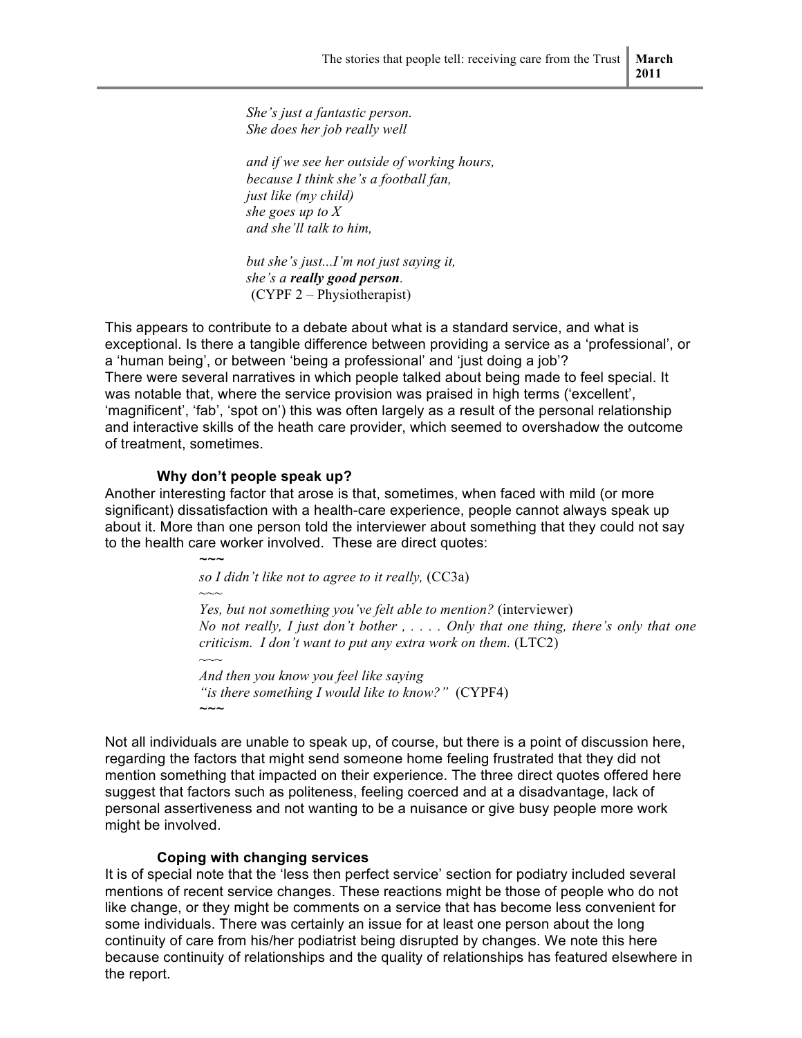*She's just a fantastic person.*
*She does her job really well*

*and if we see her outside of working hours,*
*because I think she's a football fan,*
*just like (my child)*
*she goes up to X*
*and she'll talk to him,*

*but she's just...I'm not just saying it,*
*she's a **really good person**.*
(CYPF 2 – Physiotherapist)

This appears to contribute to a debate about what is a standard service, and what is exceptional. Is there a tangible difference between providing a service as a 'professional', or a 'human being', or between 'being a professional' and 'just doing a job'?
There were several narratives in which people talked about being made to feel special. It was notable that, where the service provision was praised in high terms ('excellent', 'magnificent', 'fab', 'spot on') this was often largely as a result of the personal relationship and interactive skills of the heath care provider, which seemed to overshadow the outcome of treatment, sometimes.

### Why don't people speak up?

Another interesting factor that arose is that, sometimes, when faced with mild (or more significant) dissatisfaction with a health-care experience, people cannot always speak up about it. More than one person told the interviewer about something that they could not say to the health care worker involved. These are direct quotes:

~~~
*so I didn't like not to agree to it really,* (CC3a)
~~~
*Yes, but not something you've felt able to mention?* (interviewer)
*No not really, I just don't bother , . . . . Only that one thing, there's only that one criticism. I don't want to put any extra work on them.* (LTC2)
~~~
*And then you know you feel like saying*
*"is there something I would like to know?"* (CYPF4)
~~~

Not all individuals are unable to speak up, of course, but there is a point of discussion here, regarding the factors that might send someone home feeling frustrated that they did not mention something that impacted on their experience. The three direct quotes offered here suggest that factors such as politeness, feeling coerced and at a disadvantage, lack of personal assertiveness and not wanting to be a nuisance or give busy people more work might be involved.

### Coping with changing services

It is of special note that the 'less then perfect service' section for podiatry included several mentions of recent service changes. These reactions might be those of people who do not like change, or they might be comments on a service that has become less convenient for some individuals. There was certainly an issue for at least one person about the long continuity of care from his/her podiatrist being disrupted by changes. We note this here because continuity of relationships and the quality of relationships has featured elsewhere in the report.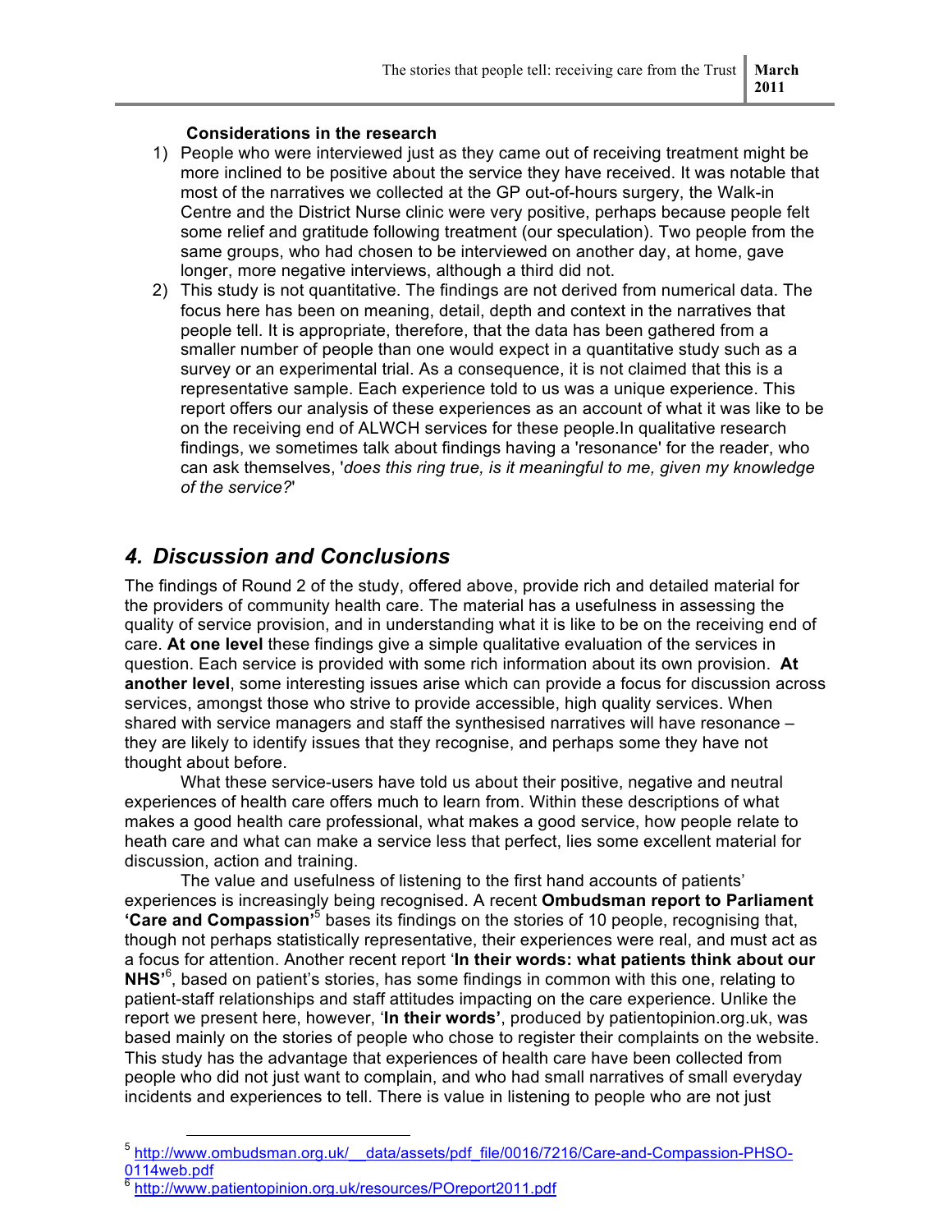**Considerations in the research**

1) People who were interviewed just as they came out of receiving treatment might be more inclined to be positive about the service they have received. It was notable that most of the narratives we collected at the GP out-of-hours surgery, the Walk-in Centre and the District Nurse clinic were very positive, perhaps because people felt some relief and gratitude following treatment (our speculation). Two people from the same groups, who had chosen to be interviewed on another day, at home, gave longer, more negative interviews, although a third did not.
2) This study is not quantitative. The findings are not derived from numerical data. The focus here has been on meaning, detail, depth and context in the narratives that people tell. It is appropriate, therefore, that the data has been gathered from a smaller number of people than one would expect in a quantitative study such as a survey or an experimental trial. As a consequence, it is not claimed that this is a representative sample. Each experience told to us was a unique experience. This report offers our analysis of these experiences as an account of what it was like to be on the receiving end of ALWCH services for these people.In qualitative research findings, we sometimes talk about findings having a 'resonance' for the reader, who can ask themselves, '*does this ring true, is it meaningful to me, given my knowledge of the service?*'

## *4. Discussion and Conclusions*

The findings of Round 2 of the study, offered above, provide rich and detailed material for the providers of community health care. The material has a usefulness in assessing the quality of service provision, and in understanding what it is like to be on the receiving end of care. **At one level** these findings give a simple qualitative evaluation of the services in question. Each service is provided with some rich information about its own provision. **At another level**, some interesting issues arise which can provide a focus for discussion across services, amongst those who strive to provide accessible, high quality services. When shared with service managers and staff the synthesised narratives will have resonance – they are likely to identify issues that they recognise, and perhaps some they have not thought about before.

What these service-users have told us about their positive, negative and neutral experiences of health care offers much to learn from. Within these descriptions of what makes a good health care professional, what makes a good service, how people relate to heath care and what can make a service less that perfect, lies some excellent material for discussion, action and training.

The value and usefulness of listening to the first hand accounts of patients' experiences is increasingly being recognised. A recent **Ombudsman report to Parliament 'Care and Compassion'**[5] bases its findings on the stories of 10 people, recognising that, though not perhaps statistically representative, their experiences were real, and must act as a focus for attention. Another recent report '**In their words: what patients think about our NHS'**[6], based on patient's stories, has some findings in common with this one, relating to patient-staff relationships and staff attitudes impacting on the care experience. Unlike the report we present here, however, '**In their words'**, produced by patientopinion.org.uk, was based mainly on the stories of people who chose to register their complaints on the website. This study has the advantage that experiences of health care have been collected from people who did not just want to complain, and who had small narratives of small everyday incidents and experiences to tell. There is value in listening to people who are not just

---

[5] http://www.ombudsman.org.uk/__data/assets/pdf_file/0016/7216/Care-and-Compassion-PHSO-0114web.pdf

[6] http://www.patientopinion.org.uk/resources/POreport2011.pdf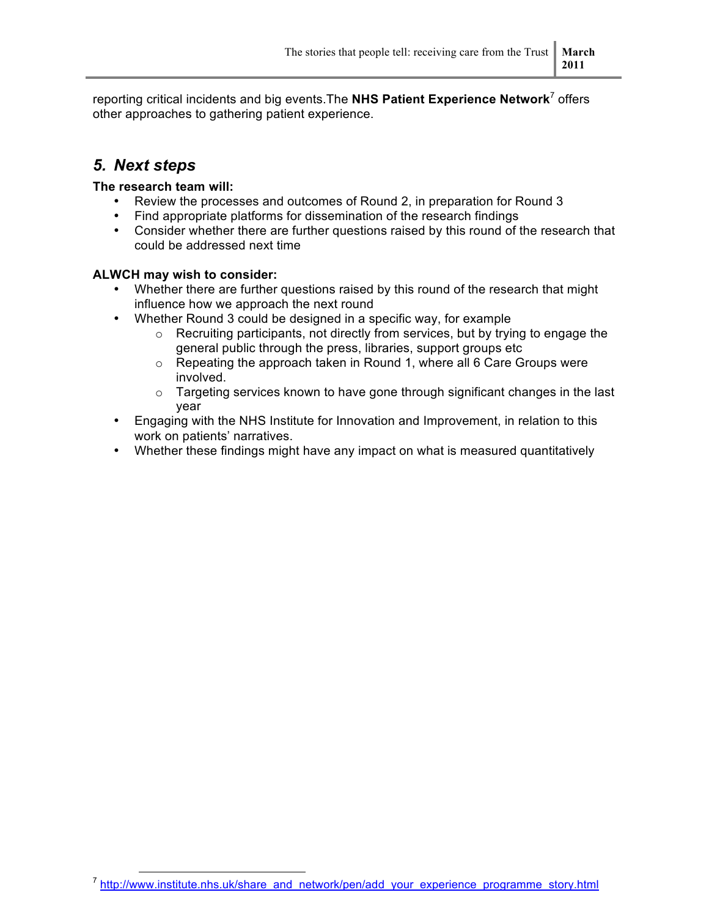reporting critical incidents and big events.The **NHS Patient Experience Network**[7] offers other approaches to gathering patient experience.

## *5. Next steps*

**The research team will:**

- Review the processes and outcomes of Round 2, in preparation for Round 3
- Find appropriate platforms for dissemination of the research findings
- Consider whether there are further questions raised by this round of the research that could be addressed next time

**ALWCH may wish to consider:**

- Whether there are further questions raised by this round of the research that might influence how we approach the next round
- Whether Round 3 could be designed in a specific way, for example
    - Recruiting participants, not directly from services, but by trying to engage the general public through the press, libraries, support groups etc
    - Repeating the approach taken in Round 1, where all 6 Care Groups were involved.
    - Targeting services known to have gone through significant changes in the last year
- Engaging with the NHS Institute for Innovation and Improvement, in relation to this work on patients' narratives.
- Whether these findings might have any impact on what is measured quantitatively

[7] http://www.institute.nhs.uk/share_and_network/pen/add_your_experience_programme_story.html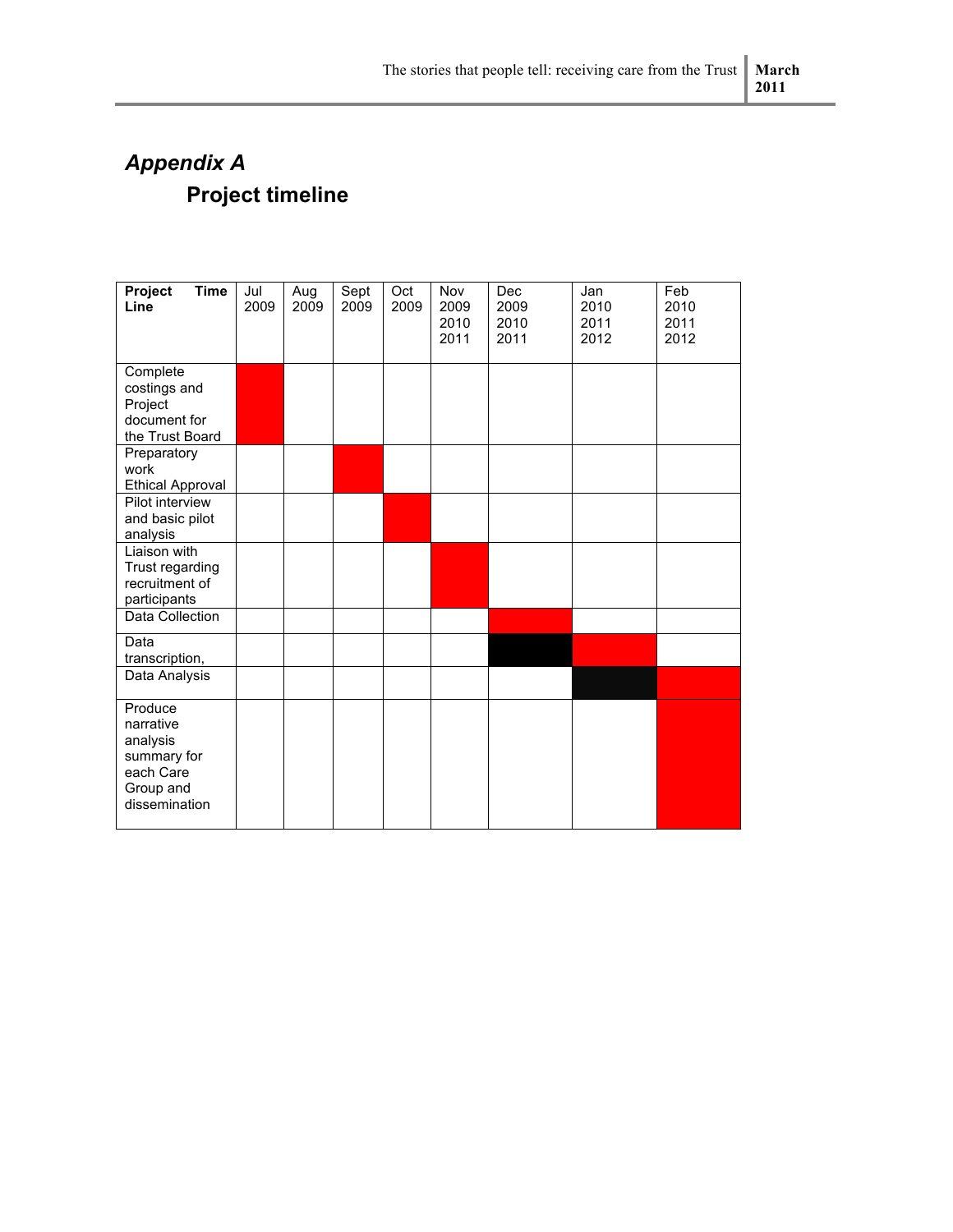## *Appendix A*

## Project timeline

| **Project Time Line** | Jul 2009 | Aug 2009 | Sept 2009 | Oct 2009 | Nov 2009 2010 2011 | Dec 2009 2010 2011 | Jan 2010 2011 2012 | Feb 2010 2011 2012 |
|---|---|---|---|---|---|---|---|---|
| Complete costings and Project document for the Trust Board | | | | | | | | |
| Preparatory work Ethical Approval | | | | | | | | |
| Pilot interview and basic pilot analysis | | | | | | | | |
| Liaison with Trust regarding recruitment of participants | | | | | | | | |
| Data Collection | | | | | | | | |
| Data transcription, | | | | | | | | |
| Data Analysis | | | | | | | | |
| Produce narrative analysis summary for each Care Group and dissemination | | | | | | | | |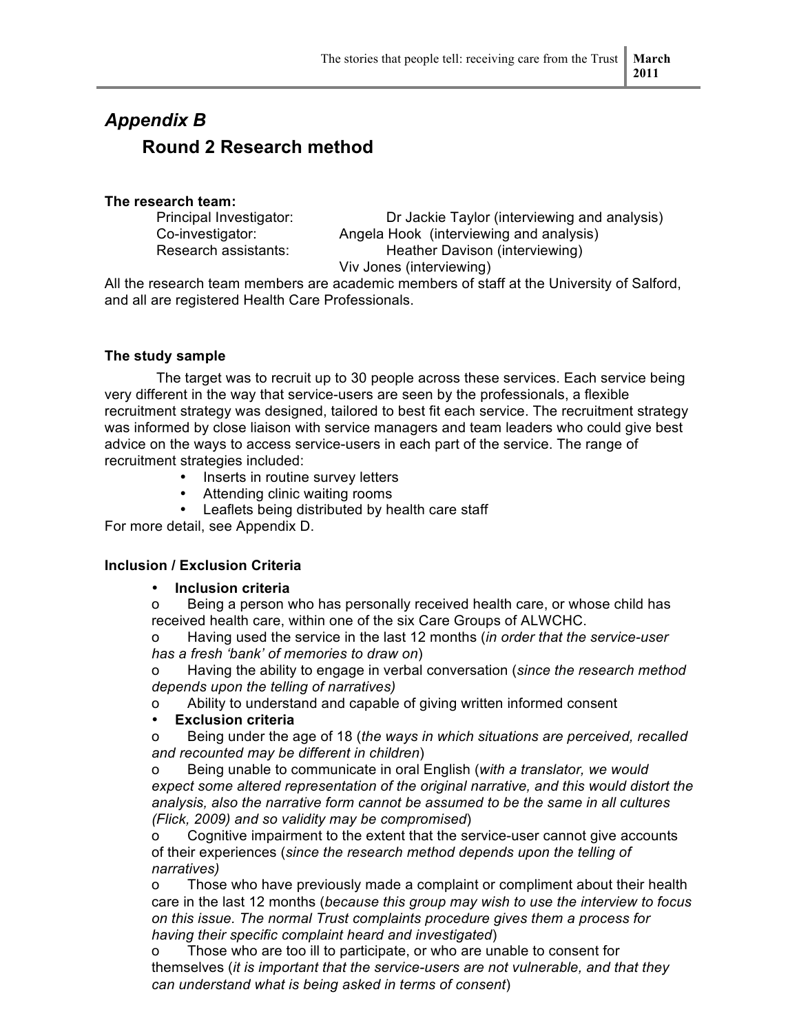## *Appendix B*

### Round 2 Research method

**The research team:**

Principal Investigator: Dr Jackie Taylor (interviewing and analysis)
Co-investigator: Angela Hook (interviewing and analysis)
Research assistants: Heather Davison (interviewing)
Viv Jones (interviewing)

All the research team members are academic members of staff at the University of Salford, and all are registered Health Care Professionals.

**The study sample**

The target was to recruit up to 30 people across these services. Each service being very different in the way that service-users are seen by the professionals, a flexible recruitment strategy was designed, tailored to best fit each service. The recruitment strategy was informed by close liaison with service managers and team leaders who could give best advice on the ways to access service-users in each part of the service. The range of recruitment strategies included:

- Inserts in routine survey letters
- Attending clinic waiting rooms
- Leaflets being distributed by health care staff

For more detail, see Appendix D.

**Inclusion / Exclusion Criteria**

- **Inclusion criteria**
  - Being a person who has personally received health care, or whose child has received health care, within one of the six Care Groups of ALWCHC.
  - Having used the service in the last 12 months (*in order that the service-user has a fresh 'bank' of memories to draw on*)
  - Having the ability to engage in verbal conversation (*since the research method depends upon the telling of narratives)*
  - Ability to understand and capable of giving written informed consent
- **Exclusion criteria**
  - Being under the age of 18 (*the ways in which situations are perceived, recalled and recounted may be different in children*)
  - Being unable to communicate in oral English (*with a translator, we would expect some altered representation of the original narrative, and this would distort the analysis, also the narrative form cannot be assumed to be the same in all cultures (Flick, 2009) and so validity may be compromised*)
  - Cognitive impairment to the extent that the service-user cannot give accounts of their experiences (*since the research method depends upon the telling of narratives)*
  - Those who have previously made a complaint or compliment about their health care in the last 12 months (*because this group may wish to use the interview to focus on this issue. The normal Trust complaints procedure gives them a process for having their specific complaint heard and investigated*)
  - Those who are too ill to participate, or who are unable to consent for themselves (*it is important that the service-users are not vulnerable, and that they can understand what is being asked in terms of consent*)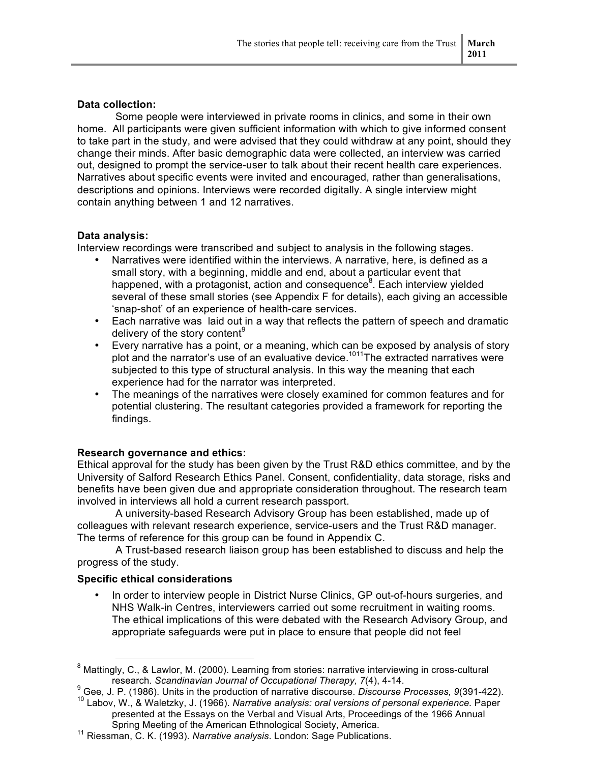**Data collection:**

Some people were interviewed in private rooms in clinics, and some in their own home. All participants were given sufficient information with which to give informed consent to take part in the study, and were advised that they could withdraw at any point, should they change their minds. After basic demographic data were collected, an interview was carried out, designed to prompt the service-user to talk about their recent health care experiences. Narratives about specific events were invited and encouraged, rather than generalisations, descriptions and opinions. Interviews were recorded digitally. A single interview might contain anything between 1 and 12 narratives.

**Data analysis:**

Interview recordings were transcribed and subject to analysis in the following stages.

- Narratives were identified within the interviews. A narrative, here, is defined as a small story, with a beginning, middle and end, about a particular event that happened, with a protagonist, action and consequence[8]. Each interview yielded several of these small stories (see Appendix F for details), each giving an accessible 'snap-shot' of an experience of health-care services.
- Each narrative was laid out in a way that reflects the pattern of speech and dramatic delivery of the story content[9]
- Every narrative has a point, or a meaning, which can be exposed by analysis of story plot and the narrator's use of an evaluative device.[10][11] The extracted narratives were subjected to this type of structural analysis. In this way the meaning that each experience had for the narrator was interpreted.
- The meanings of the narratives were closely examined for common features and for potential clustering. The resultant categories provided a framework for reporting the findings.

**Research governance and ethics:**

Ethical approval for the study has been given by the Trust R&D ethics committee, and by the University of Salford Research Ethics Panel. Consent, confidentiality, data storage, risks and benefits have been given due and appropriate consideration throughout. The research team involved in interviews all hold a current research passport.

A university-based Research Advisory Group has been established, made up of colleagues with relevant research experience, service-users and the Trust R&D manager. The terms of reference for this group can be found in Appendix C.

A Trust-based research liaison group has been established to discuss and help the progress of the study.

**Specific ethical considerations**

- In order to interview people in District Nurse Clinics, GP out-of-hours surgeries, and NHS Walk-in Centres, interviewers carried out some recruitment in waiting rooms. The ethical implications of this were debated with the Research Advisory Group, and appropriate safeguards were put in place to ensure that people did not feel

---

[8] Mattingly, C., & Lawlor, M. (2000). Learning from stories: narrative interviewing in cross-cultural research. *Scandinavian Journal of Occupational Therapy, 7*(4), 4-14.

[9] Gee, J. P. (1986). Units in the production of narrative discourse. *Discourse Processes, 9*(391-422).

[10] Labov, W., & Waletzky, J. (1966). *Narrative analysis: oral versions of personal experience.* Paper presented at the Essays on the Verbal and Visual Arts, Proceedings of the 1966 Annual Spring Meeting of the American Ethnological Society, America.

[11] Riessman, C. K. (1993). *Narrative analysis*. London: Sage Publications.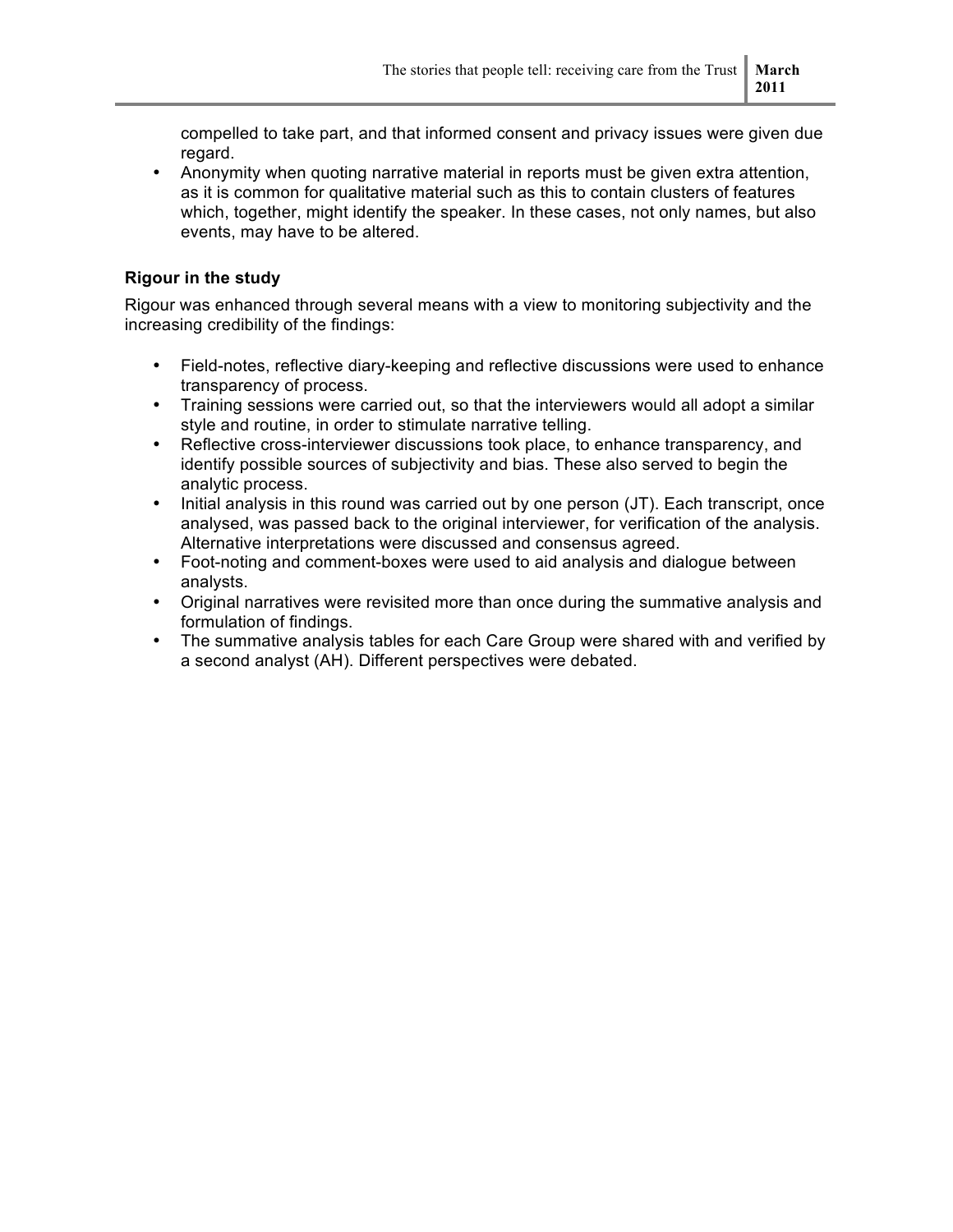compelled to take part, and that informed consent and privacy issues were given due regard.
- Anonymity when quoting narrative material in reports must be given extra attention, as it is common for qualitative material such as this to contain clusters of features which, together, might identify the speaker. In these cases, not only names, but also events, may have to be altered.

**Rigour in the study**

Rigour was enhanced through several means with a view to monitoring subjectivity and the increasing credibility of the findings:

- Field-notes, reflective diary-keeping and reflective discussions were used to enhance transparency of process.
- Training sessions were carried out, so that the interviewers would all adopt a similar style and routine, in order to stimulate narrative telling.
- Reflective cross-interviewer discussions took place, to enhance transparency, and identify possible sources of subjectivity and bias. These also served to begin the analytic process.
- Initial analysis in this round was carried out by one person (JT). Each transcript, once analysed, was passed back to the original interviewer, for verification of the analysis. Alternative interpretations were discussed and consensus agreed.
- Foot-noting and comment-boxes were used to aid analysis and dialogue between analysts.
- Original narratives were revisited more than once during the summative analysis and formulation of findings.
- The summative analysis tables for each Care Group were shared with and verified by a second analyst (AH). Different perspectives were debated.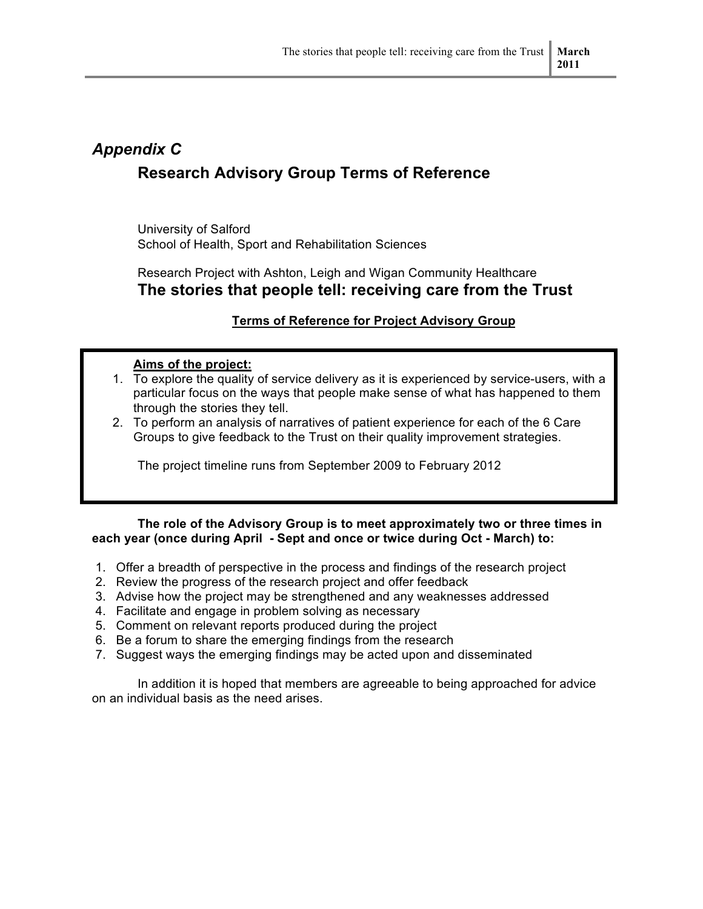# *Appendix C*

## Research Advisory Group Terms of Reference

University of Salford
School of Health, Sport and Rehabilitation Sciences

Research Project with Ashton, Leigh and Wigan Community Healthcare

### The stories that people tell: receiving care from the Trust

**<u>Terms of Reference for Project Advisory Group</u>**

**<u>Aims of the project:</u>**

1. To explore the quality of service delivery as it is experienced by service-users, with a particular focus on the ways that people make sense of what has happened to them through the stories they tell.
2. To perform an analysis of narratives of patient experience for each of the 6 Care Groups to give feedback to the Trust on their quality improvement strategies.

The project timeline runs from September 2009 to February 2012

**The role of the Advisory Group is to meet approximately two or three times in each year (once during April - Sept and once or twice during Oct - March) to:**

1. Offer a breadth of perspective in the process and findings of the research project
2. Review the progress of the research project and offer feedback
3. Advise how the project may be strengthened and any weaknesses addressed
4. Facilitate and engage in problem solving as necessary
5. Comment on relevant reports produced during the project
6. Be a forum to share the emerging findings from the research
7. Suggest ways the emerging findings may be acted upon and disseminated

In addition it is hoped that members are agreeable to being approached for advice on an individual basis as the need arises.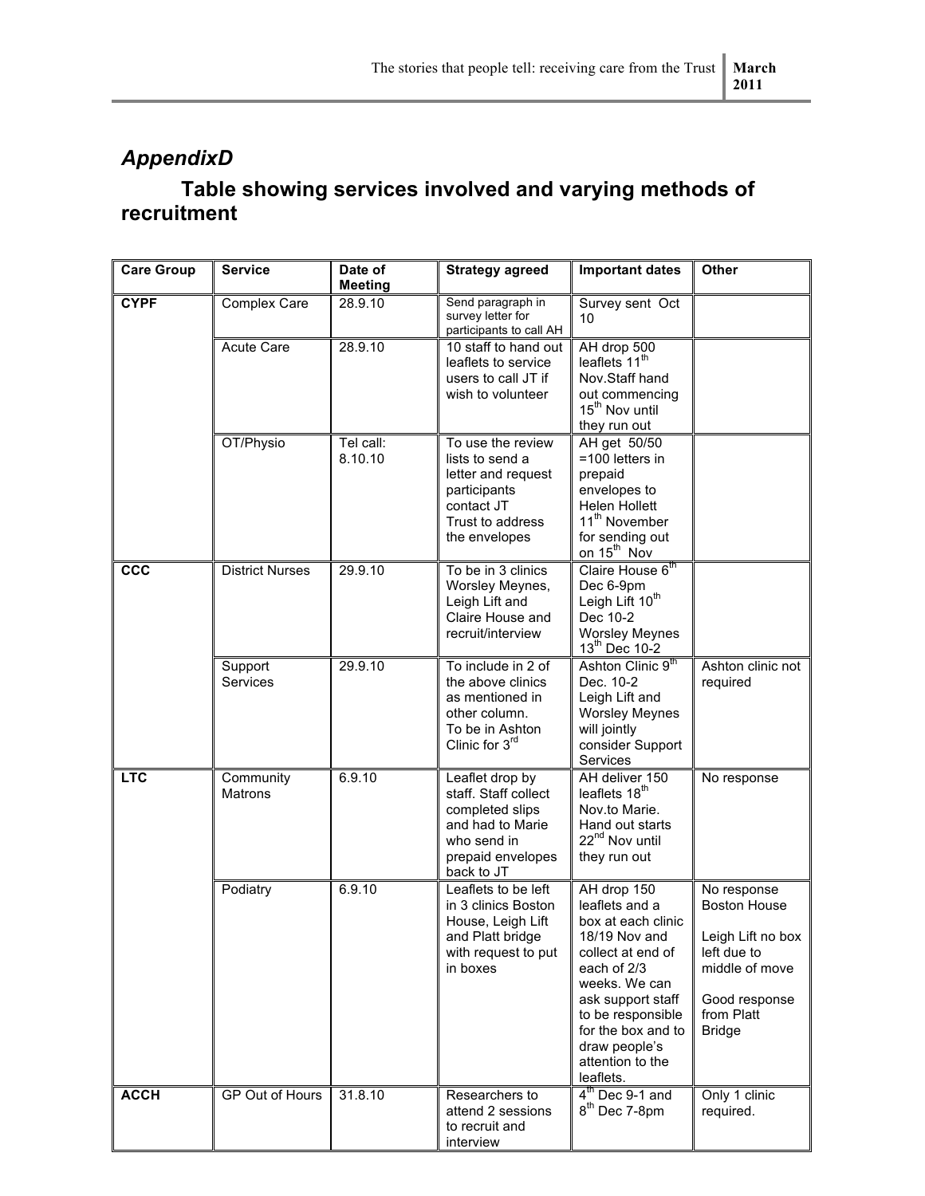## AppendixD

### Table showing services involved and varying methods of recruitment

| Care Group | Service | Date of Meeting | Strategy agreed | Important dates | Other |
|---|---|---|---|---|---|
| **CYPF** | Complex Care | 28.9.10 | Send paragraph in survey letter for participants to call AH | Survey sent Oct 10 | |
| | Acute Care | 28.9.10 | 10 staff to hand out leaflets to service users to call JT if wish to volunteer | AH drop 500 leaflets 11th Nov.Staff hand out commencing 15th Nov until they run out | |
| | OT/Physio | Tel call: 8.10.10 | To use the review lists to send a letter and request participants contact JT Trust to address the envelopes | AH get 50/50 =100 letters in prepaid envelopes to Helen Hollett 11th November for sending out on 15th Nov | |
| **CCC** | District Nurses | 29.9.10 | To be in 3 clinics Worsley Meynes, Leigh Lift and Claire House and recruit/interview | Claire House 6th Dec 6-9pm Leigh Lift 10th Dec 10-2 Worsley Meynes 13th Dec 10-2 | |
| | Support Services | 29.9.10 | To include in 2 of the above clinics as mentioned in other column. To be in Ashton Clinic for 3rd | Ashton Clinic 9th Dec. 10-2 Leigh Lift and Worsley Meynes will jointly consider Support Services | Ashton clinic not required |
| **LTC** | Community Matrons | 6.9.10 | Leaflet drop by staff. Staff collect completed slips and had to Marie who send in prepaid envelopes back to JT | AH deliver 150 leaflets 18th Nov.to Marie. Hand out starts 22nd Nov until they run out | No response |
| | Podiatry | 6.9.10 | Leaflets to be left in 3 clinics Boston House, Leigh Lift and Platt bridge with request to put in boxes | AH drop 150 leaflets and a box at each clinic 18/19 Nov and collect at end of each of 2/3 weeks. We can ask support staff to be responsible for the box and to draw people's attention to the leaflets. | No response Boston House<br><br>Leigh Lift no box left due to middle of move<br><br>Good response from Platt Bridge |
| **ACCH** | GP Out of Hours | 31.8.10 | Researchers to attend 2 sessions to recruit and interview | 4th Dec 9-1 and 8th Dec 7-8pm | Only 1 clinic required. |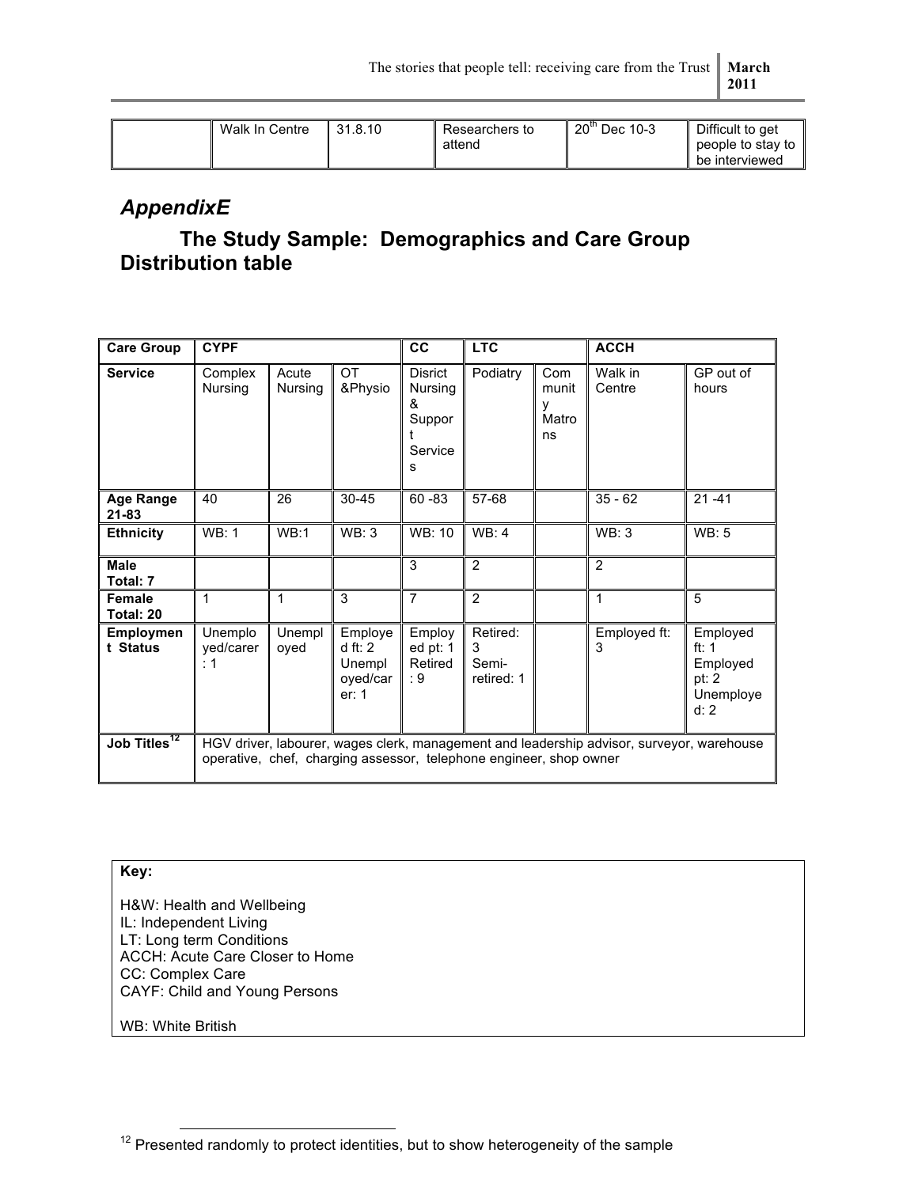| | Walk In Centre | 31.8.10 | Researchers to attend | 20th Dec 10-3 | Difficult to get people to stay to be interviewed |
|---|---|---|---|---|---|

## *AppendixE*

### The Study Sample: Demographics and Care Group Distribution table

| Care Group | CYPF | | | CC | LTC | | ACCH | |
|---|---|---|---|---|---|---|---|---|
| **Service** | Complex Nursing | Acute Nursing | OT &Physio | Disrict Nursing & Support Services | Podiatry | Community Matrons | Walk in Centre | GP out of hours |
| **Age Range 21-83** | 40 | 26 | 30-45 | 60 -83 | 57-68 | | 35 - 62 | 21 -41 |
| **Ethnicity** | WB: 1 | WB:1 | WB: 3 | WB: 10 | WB: 4 | | WB: 3 | WB: 5 |
| **Male Total: 7** | | | | 3 | 2 | | 2 | |
| **Female Total: 20** | 1 | 1 | 3 | 7 | 2 | | 1 | 5 |
| **Employment Status** | Unemployed/carer: 1 | Unemployed | Employed ft: 2 Unemployed/carer: 1 | Employed pt: 1 Retired: 9 | Retired: 3 Semi-retired: 1 | | Employed ft: 3 | Employed ft: 1 Employed pt: 2 Unemployed: 2 |
| **Job Titles[12]** | HGV driver, labourer, wages clerk, management and leadership advisor, surveyor, warehouse operative, chef, charging assessor, telephone engineer, shop owner | | | | | | | |

**Key:**

H&W: Health and Wellbeing
IL: Independent Living
LT: Long term Conditions
ACCH: Acute Care Closer to Home
CC: Complex Care
CAYF: Child and Young Persons

WB: White British

[12] Presented randomly to protect identities, but to show heterogeneity of the sample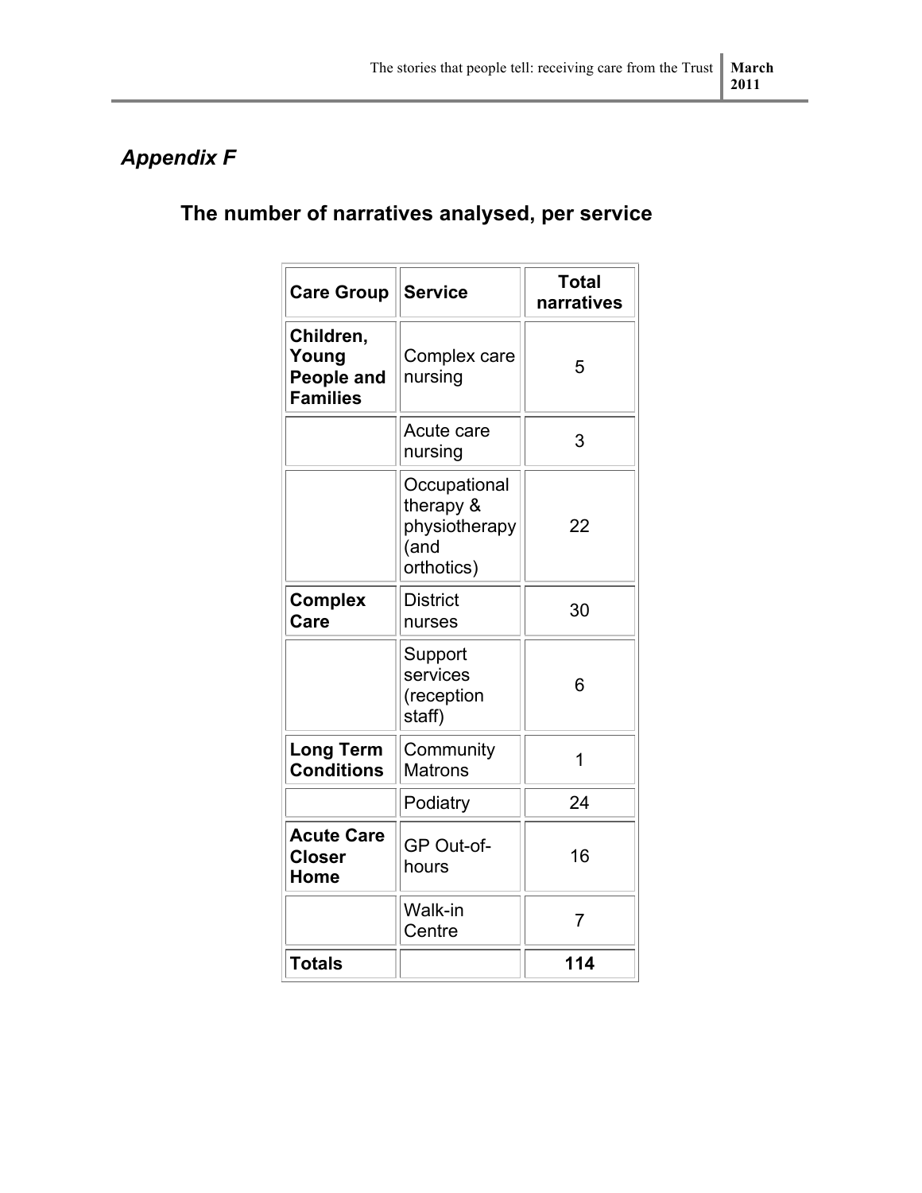## *Appendix F*

## The number of narratives analysed, per service

| Care Group | Service | Total narratives |
|---|---|---|
| **Children, Young People and Families** | Complex care nursing | 5 |
| | Acute care nursing | 3 |
| | Occupational therapy & physiotherapy (and orthotics) | 22 |
| **Complex Care** | District nurses | 30 |
| | Support services (reception staff) | 6 |
| **Long Term Conditions** | Community Matrons | 1 |
| | Podiatry | 24 |
| **Acute Care Closer Home** | GP Out-of-hours | 16 |
| | Walk-in Centre | 7 |
| **Totals** | | **114** |